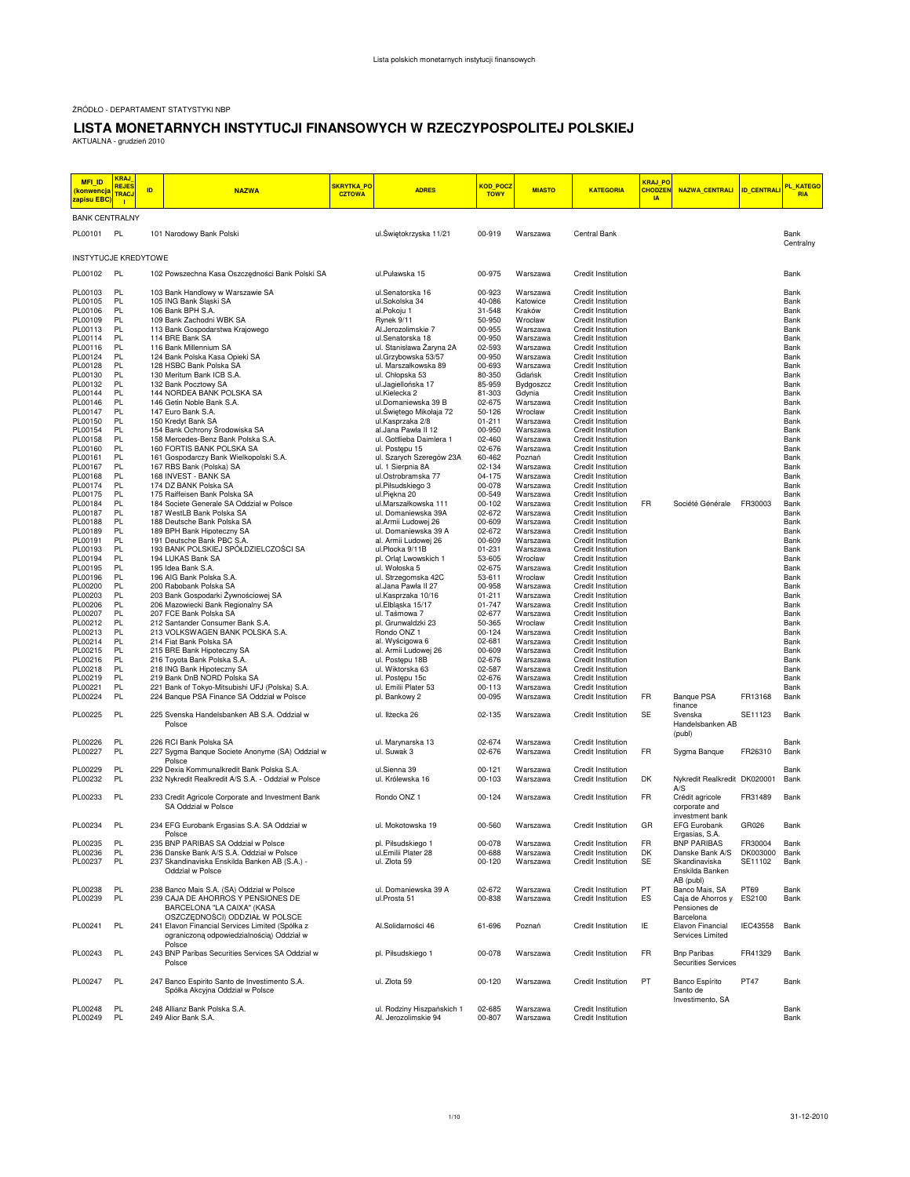ŹRÓDŁO - DEPARTAMENT STATYSTYKI NBP

# LISTA MONETARNYCH INSTYTUCJI FINANSOWYCH W RZECZYPOSPOLITEJ POLSKIEJ

AKTUALNA - grudzień 2010

| MFI_ID (konwencja zapisu EBC) | KRAJ_REJESTRACJI | ID | NAZWA | SKRYTKA_POCZTOWA | ADRES | KOD_POCZTOWY | MIASTO | KATEGORIA | KRAJ_POCHODZENIA | NAZWA_CENTRALI | ID_CENTRALI | PL_KATEGORIA |
|---|---|---|---|---|---|---|---|---|---|---|---|---|
| BANK CENTRALNY | | | | | | | | | | | | |
| PL00101 | PL | 101 | Narodowy Bank Polski | | ul.Świętokrzyska 11/21 | 00-919 | Warszawa | Central Bank | | | | Bank Centralny |
| INSTYTUCJE KREDYTOWE | | | | | | | | | | | | |
| PL00102 | PL | 102 | Powszechna Kasa Oszczędności Bank Polski SA | | ul.Puławska 15 | 00-975 | Warszawa | Credit Institution | | | | Bank |
| PL00103 | PL | 103 | Bank Handlowy w Warszawie SA | | ul.Senatorska 16 | 00-923 | Warszawa | Credit Institution | | | | Bank |
| PL00105 | PL | 105 | ING Bank Śląski SA | | ul.Sokolska 34 | 40-086 | Katowice | Credit Institution | | | | Bank |
| PL00106 | PL | 106 | Bank BPH S.A. | | al.Pokoju 1 | 31-548 | Kraków | Credit Institution | | | | Bank |
| PL00109 | PL | 109 | Bank Zachodni WBK SA | | Rynek 9/11 | 50-950 | Wrocław | Credit Institution | | | | Bank |
| PL00113 | PL | 113 | Bank Gospodarstwa Krajowego | | Al.Jerozolimskie 7 | 00-955 | Warszawa | Credit Institution | | | | Bank |
| PL00114 | PL | 114 | BRE Bank SA | | ul.Senatorska 18 | 00-950 | Warszawa | Credit Institution | | | | Bank |
| PL00116 | PL | 116 | Bank Millennium SA | | ul. Stanisława Żaryna 2A | 02-593 | Warszawa | Credit Institution | | | | Bank |
| PL00124 | PL | 124 | Bank Polska Kasa Opieki SA | | ul.Grzybowska 53/57 | 00-950 | Warszawa | Credit Institution | | | | Bank |
| PL00128 | PL | 128 | HSBC Bank Polska SA | | ul. Marszałkowska 89 | 00-693 | Warszawa | Credit Institution | | | | Bank |
| PL00130 | PL | 130 | Meritum Bank ICB S.A. | | ul. Chłopska 53 | 80-350 | Gdańsk | Credit Institution | | | | Bank |
| PL00132 | PL | 132 | Bank Pocztowy SA | | ul.Jagiellońska 17 | 85-959 | Bydgoszcz | Credit Institution | | | | Bank |
| PL00144 | PL | 144 | NORDEA BANK POLSKA SA | | ul.Kielecka 2 | 81-303 | Gdynia | Credit Institution | | | | Bank |
| PL00146 | PL | 146 | Getin Noble Bank S.A. | | ul.Domaniewska 39 B | 02-675 | Warszawa | Credit Institution | | | | Bank |
| PL00147 | PL | 147 | Euro Bank S.A. | | ul.Świętego Mikołaja 72 | 50-126 | Wrocław | Credit Institution | | | | Bank |
| PL00150 | PL | 150 | Kredyt Bank SA | | ul.Kasprzaka 2/8 | 01-211 | Warszawa | Credit Institution | | | | Bank |
| PL00154 | PL | 154 | Bank Ochrony Środowiska SA | | al.Jana Pawła II 12 | 00-950 | Warszawa | Credit Institution | | | | Bank |
| PL00158 | PL | 158 | Mercedes-Benz Bank Polska S.A. | | ul. Gottlieba Daimlera 1 | 02-460 | Warszawa | Credit Institution | | | | Bank |
| PL00160 | PL | 160 | FORTIS BANK POLSKA SA | | ul. Postępu 15 | 02-676 | Warszawa | Credit Institution | | | | Bank |
| PL00161 | PL | 161 | Gospodarczy Bank Wielkopolski S.A. | | ul. Szarych Szeregów 23A | 60-462 | Poznań | Credit Institution | | | | Bank |
| PL00167 | PL | 167 | RBS Bank (Polska) SA | | ul. 1 Sierpnia 8A | 02-134 | Warszawa | Credit Institution | | | | Bank |
| PL00168 | PL | 168 | INVEST - BANK SA | | ul.Ostrobramska 77 | 04-175 | Warszawa | Credit Institution | | | | Bank |
| PL00174 | PL | 174 | DZ BANK Polska SA | | pl.Piłsudskiego 3 | 00-078 | Warszawa | Credit Institution | | | | Bank |
| PL00175 | PL | 175 | Raiffeisen Bank Polska SA | | ul.Piękna 20 | 00-549 | Warszawa | Credit Institution | | | | Bank |
| PL00184 | PL | 184 | Societe Generale SA Oddział w Polsce | | ul.Marszałkowska 111 | 00-102 | Warszawa | Credit Institution | FR | Société Générale | FR30003 | Bank |
| PL00187 | PL | 187 | WestLB Bank Polska SA | | ul. Domaniewska 39A | 02-672 | Warszawa | Credit Institution | | | | Bank |
| PL00188 | PL | 188 | Deutsche Bank Polska SA | | al.Armii Ludowej 26 | 00-609 | Warszawa | Credit Institution | | | | Bank |
| PL00189 | PL | 189 | BPH Bank Hipoteczny SA | | ul. Domaniewska 39 A | 02-672 | Warszawa | Credit Institution | | | | Bank |
| PL00191 | PL | 191 | Deutsche Bank PBC S.A. | | al. Armii Ludowej 26 | 00-609 | Warszawa | Credit Institution | | | | Bank |
| PL00193 | PL | 193 | BANK POLSKIEJ SPÓŁDZIELCZOŚCI SA | | ul.Płocka 9/11B | 01-231 | Warszawa | Credit Institution | | | | Bank |
| PL00194 | PL | 194 | LUKAS Bank SA | | ul. Orląt Lwowskich 1 | 53-605 | Wrocław | Credit Institution | | | | Bank |
| PL00195 | PL | 195 | Idea Bank S.A. | | ul. Wołoska 5 | 02-675 | Warszawa | Credit Institution | | | | Bank |
| PL00196 | PL | 196 | AIG Bank Polska S.A. | | ul. Strzegomska 42C | 53-611 | Wrocław | Credit Institution | | | | Bank |
| PL00200 | PL | 200 | Rabobank Polska SA | | al.Jana Pawła II 27 | 00-958 | Warszawa | Credit Institution | | | | Bank |
| PL00203 | PL | 203 | Bank Gospodarki Żywnościowej SA | | ul.Kasprzaka 10/16 | 01-211 | Warszawa | Credit Institution | | | | Bank |
| PL00206 | PL | 206 | Mazowiecki Bank Regionalny SA | | ul.Elbląska 15/17 | 01-747 | Warszawa | Credit Institution | | | | Bank |
| PL00207 | PL | 207 | FCE Bank Polska SA | | ul. Taśmowa 7 | 02-677 | Warszawa | Credit Institution | | | | Bank |
| PL00212 | PL | 212 | Santander Consumer Bank S.A. | | pl. Grunwaldzki 23 | 50-365 | Wrocław | Credit Institution | | | | Bank |
| PL00213 | PL | 213 | VOLKSWAGEN BANK POLSKA S.A. | | Rondo ONZ 1 | 00-124 | Warszawa | Credit Institution | | | | Bank |
| PL00214 | PL | 214 | Fiat Bank Polska SA | | al. Wyścigowa 6 | 02-681 | Warszawa | Credit Institution | | | | Bank |
| PL00215 | PL | 215 | BRE Bank Hipoteczny SA | | al. Armii Ludowej 26 | 00-609 | Warszawa | Credit Institution | | | | Bank |
| PL00216 | PL | 216 | Toyota Bank Polska S.A. | | ul. Postępu 18B | 02-676 | Warszawa | Credit Institution | | | | Bank |
| PL00218 | PL | 218 | ING Bank Hipoteczny SA | | ul. Wiktorska 63 | 02-587 | Warszawa | Credit Institution | | | | Bank |
| PL00219 | PL | 219 | Bank DnB NORD Polska SA | | ul. Postępu 15c | 02-676 | Warszawa | Credit Institution | | | | Bank |
| PL00221 | PL | 221 | Bank of Tokyo-Mitsubishi UFJ (Polska) S.A. | | ul. Emilii Plater 53 | 00-113 | Warszawa | Credit Institution | | | | Bank |
| PL00224 | PL | 224 | Banque PSA Finance SA Oddział w Polsce | | pl. Bankowy 2 | 00-095 | Warszawa | Credit Institution | FR | Banque PSA finance | FR13168 | Bank |
| PL00225 | PL | 225 | Svenska Handelsbanken AB S.A. Oddział w Polsce | | ul. Iłżecka 26 | 02-135 | Warszawa | Credit Institution | SE | Svenska Handelsbanken AB (publ) | SE11123 | Bank |
| PL00226 | PL | 226 | RCI Bank Polska SA | | ul. Marynarska 13 | 02-674 | Warszawa | Credit Institution | | | | Bank |
| PL00227 | PL | 227 | Sygma Banque Societe Anonyme (SA) Oddział w Polsce | | ul. Suwak 3 | 02-676 | Warszawa | Credit Institution | FR | Sygma Banque | FR26310 | Bank |
| PL00229 | PL | 229 | Dexia Kommunalkredit Bank Polska S.A. | | ul.Sienna 39 | 00-121 | Warszawa | Credit Institution | | | | Bank |
| PL00232 | PL | 232 | Nykredit Realkredit A/S S.A. - Oddział w Polsce | | ul. Królewska 16 | 00-103 | Warszawa | Credit Institution | DK | Nykredit Realkredit A/S | DK020001 | Bank |
| PL00233 | PL | 233 | Credit Agricole Corporate and Investment Bank SA Oddział w Polsce | | Rondo ONZ 1 | 00-124 | Warszawa | Credit Institution | FR | Crédit agricole corporate and investment bank | FR31489 | Bank |
| PL00234 | PL | 234 | EFG Eurobank Ergasias S.A. SA Oddział w Polsce | | ul. Mokotowska 19 | 00-560 | Warszawa | Credit Institution | GR | EFG Eurobank Ergasias, S.A. | GR026 | Bank |
| PL00235 | PL | 235 | BNP PARIBAS SA Oddział w Polsce | | pl. Piłsudskiego 1 | 00-078 | Warszawa | Credit Institution | FR | BNP PARIBAS | FR30004 | Bank |
| PL00236 | PL | 236 | Danske Bank A/S S.A. Oddział w Polsce | | ul.Emilii Plater 28 | 00-688 | Warszawa | Credit Institution | DK | Danske Bank A/S | DK003000 | Bank |
| PL00237 | PL | 237 | Skandinaviska Enskilda Banken AB (S.A.) - Oddział w Polsce | | ul. Złota 59 | 00-120 | Warszawa | Credit Institution | SE | Skandinaviska Enskilda Banken AB (publ) | SE11102 | Bank |
| PL00238 | PL | 238 | Banco Mais S.A. (SA) Oddział w Polsce | | ul. Domaniewska 39 A | 02-672 | Warszawa | Credit Institution | PT | Banco Mais, SA | PT69 | Bank |
| PL00239 | PL | 239 | CAJA DE AHORROS Y PENSIONES DE BARCELONA "LA CAIXA" (KASA OSZCZĘDNOŚCI) ODDZIAŁ W POLSCE | | ul.Prosta 51 | 00-838 | Warszawa | Credit Institution | ES | Caja de Ahorros y Pensiones de Barcelona | ES2100 | Bank |
| PL00241 | PL | 241 | Elavon Financial Services Limited (Spółka z ograniczoną odpowiedzialnością) Oddział w Polsce | | Al.Solidarności 46 | 61-696 | Poznań | Credit Institution | IE | Elavon Financial Services Limited | IEC43558 | Bank |
| PL00243 | PL | 243 | BNP Paribas Securities Services SA Oddział w Polsce | | pl. Piłsudskiego 1 | 00-078 | Warszawa | Credit Institution | FR | Bnp Paribas Securities Services | FR41329 | Bank |
| PL00247 | PL | 247 | Banco Espirito Santo de Investimento S.A. Spółka Akcyjna Oddział w Polsce | | ul. Złota 59 | 00-120 | Warszawa | Credit Institution | PT | Banco Espírito Santo de Investimento, SA | PT47 | Bank |
| PL00248 | PL | 248 | Allianz Bank Polska S.A. | | ul. Rodziny Hiszpańskich 1 | 02-685 | Warszawa | Credit Institution | | | | Bank |
| PL00249 | PL | 249 | Alior Bank S.A. | | Al. Jerozolimskie 94 | 00-807 | Warszawa | Credit Institution | | | | Bank |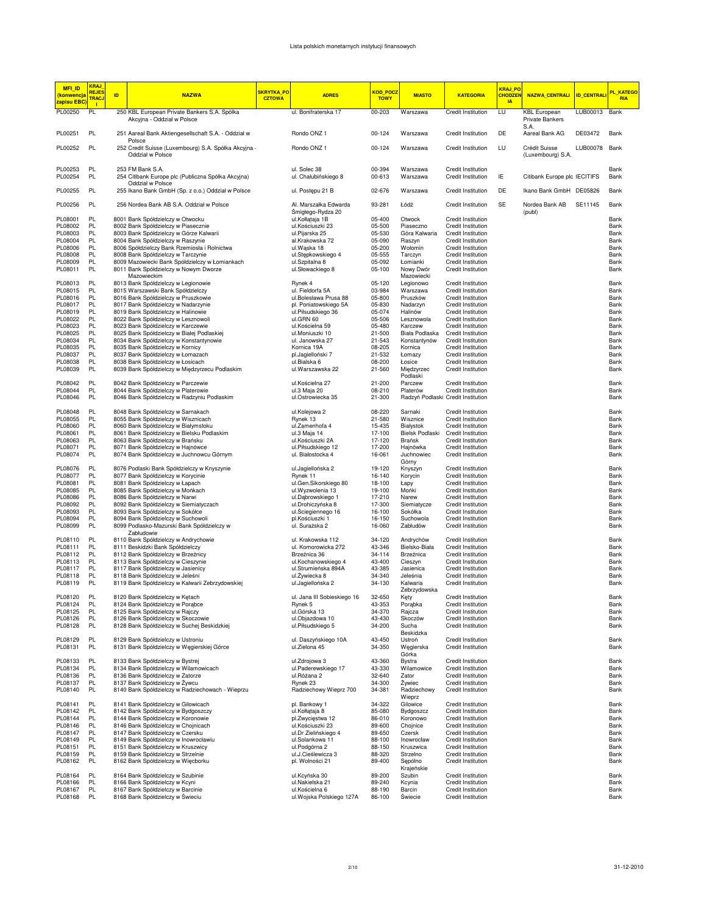Lista polskich monetarnych instytucji finansowych

| MFI_ID (konwencja zapisu EBC) | KRAJ_REJESTRACJI | ID | NAZWA | SKRYTKA_POCZTOWA | ADRES | KOD_POCZTOWY | MIASTO | KATEGORIA | KRAJ_POCHODZENIA | NAZWA_CENTRALI | ID_CENTRALI | PL_KATEGORIA |
|---|---|---|---|---|---|---|---|---|---|---|---|---|
| PL00250 | PL | 250 | KBL European Private Bankers S.A. Spółka Akcyjna - Oddział w Polsce | | ul. Bonifraterska 17 | 00-203 | Warszawa | Credit Institution | LU | KBL European Private Bankers S.A. | LUB00013 | Bank |
| PL00251 | PL | 251 | Aareal Bank Aktiengesellschaft S.A. - Oddział w Polsce | | Rondo ONZ 1 | 00-124 | Warszawa | Credit Institution | DE | Aareal Bank AG | DE03472 | Bank |
| PL00252 | PL | 252 | Credit Suisse (Luxembourg) S.A. Spółka Akcyjna - Oddział w Polsce | | Rondo ONZ 1 | 00-124 | Warszawa | Credit Institution | LU | Crédit Suisse (Luxembourg) S.A. | LUB00078 | Bank |
| PL00253 | PL | 253 | FM Bank S.A. | | ul. Solec 38 | 00-394 | Warszawa | Credit Institution | | | | Bank |
| PL00254 | PL | 254 | Citibank Europe plc (Publiczna Spółka Akcyjna) Oddział w Polsce | | ul. Chałubińskiego 8 | 00-613 | Warszawa | Credit Institution | IE | Citibank Europe plc | IECITIFS | Bank |
| PL00255 | PL | 255 | Ikano Bank GmbH (Sp. z o.o.) Oddział w Polsce | | ul. Postępu 21 B | 02-676 | Warszawa | Credit Institution | DE | Ikano Bank GmbH | DE05826 | Bank |
| PL00256 | PL | 256 | Nordea Bank AB S.A. Oddział w Polsce | | Al. Marszałka Edwarda Śmigłego-Rydza 20 | 93-281 | Łódź | Credit Institution | SE | Nordea Bank AB (publ) | SE11145 | Bank |
| PL08001 | PL | 8001 | Bank Spółdzielczy w Otwocku | | ul.Kołłątaja 1B | 05-400 | Otwock | Credit Institution | | | | Bank |
| PL08002 | PL | 8002 | Bank Spółdzielczy w Piasecznie | | ul.Kościuszki 23 | 05-500 | Piaseczno | Credit Institution | | | | Bank |
| PL08003 | PL | 8003 | Bank Spółdzielczy w Górze Kalwarii | | ul.Pijarska 25 | 05-530 | Góra Kalwaria | Credit Institution | | | | Bank |
| PL08004 | PL | 8004 | Bank Spółdzielczy w Raszynie | | al.Krakowska 72 | 05-090 | Raszyn | Credit Institution | | | | Bank |
| PL08006 | PL | 8006 | Spółdzielczy Bank Rzemiosła i Rolnictwa | | ul.Wąska 18 | 05-200 | Wołomin | Credit Institution | | | | Bank |
| PL08008 | PL | 8008 | Bank Spółdzielczy w Tarczynie | | ul.Stępkowskiego 4 | 05-555 | Tarczyn | Credit Institution | | | | Bank |
| PL08009 | PL | 8009 | Mazowiecki Bank Spółdzielczy w Łomiankach | | ul.Szpitalna 8 | 05-092 | Łomianki | Credit Institution | | | | Bank |
| PL08011 | PL | 8011 | Bank Spółdzielczy w Nowym Dworze Mazowieckim | | ul.Słowackiego 8 | 05-100 | Nowy Dwór Mazowiecki | Credit Institution | | | | Bank |
| PL08013 | PL | 8013 | Bank Spółdzielczy w Legionowie | | Rynek 4 | 05-120 | Legionowo | Credit Institution | | | | Bank |
| PL08015 | PL | 8015 | Warszawski Bank Spółdzielczy | | ul. Fieldorfa 5A | 03-984 | Warszawa | Credit Institution | | | | Bank |
| PL08016 | PL | 8016 | Bank Spółdzielczy w Pruszkowie | | ul.Bolesława Prusa 88 | 05-800 | Pruszków | Credit Institution | | | | Bank |
| PL08017 | PL | 8017 | Bank Spółdzielczy w Nadarzynie | | pl. Poniatowskiego 5A | 05-830 | Nadarzyn | Credit Institution | | | | Bank |
| PL08019 | PL | 8019 | Bank Spółdzielczy w Halinowie | | ul.Piłsudskiego 36 | 05-074 | Halinów | Credit Institution | | | | Bank |
| PL08022 | PL | 8022 | Bank Spółdzielczy w Lesznowoli | | ul.GRN 60 | 05-506 | Lesznowola | Credit Institution | | | | Bank |
| PL08023 | PL | 8023 | Bank Spółdzielczy w Karczewie | | ul.Kościelna 59 | 05-480 | Karczew | Credit Institution | | | | Bank |
| PL08025 | PL | 8025 | Bank Spółdzielczy w Białej Podlaskiej | | ul.Moniuszki 10 | 21-500 | Biała Podlaska | Credit Institution | | | | Bank |
| PL08034 | PL | 8034 | Bank Spółdzielczy w Konstantynowie | | ul. Janowska 27 | 21-543 | Konstantynów | Credit Institution | | | | Bank |
| PL08035 | PL | 8035 | Bank Spółdzielczy w Kornicy | | Kornica 19A | 08-205 | Kornica | Credit Institution | | | | Bank |
| PL08037 | PL | 8037 | Bank Spółdzielczy w Łomazach | | pl.Jagielloński 7 | 21-532 | Łomazy | Credit Institution | | | | Bank |
| PL08038 | PL | 8038 | Bank Spółdzielczy w Łosicach | | ul.Bialska 6 | 08-200 | Łosice | Credit Institution | | | | Bank |
| PL08039 | PL | 8039 | Bank Spółdzielczy w Międzyrzecu Podlaskim | | ul.Warszawska 22 | 21-560 | Międzyrzec Podlaski | Credit Institution | | | | Bank |
| PL08042 | PL | 8042 | Bank Spółdzielczy w Parczewie | | ul.Kościelna 27 | 21-200 | Parczew | Credit Institution | | | | Bank |
| PL08044 | PL | 8044 | Bank Spółdzielczy w Platerowie | | ul.3 Maja 20 | 08-210 | Platerów | Credit Institution | | | | Bank |
| PL08046 | PL | 8046 | Bank Spółdzielczy w Radzyniu Podlaskim | | ul.Ostrowiecka 35 | 21-300 | Radzyń Podlaski | Credit Institution | | | | Bank |
| PL08048 | PL | 8048 | Bank Spółdzielczy w Sarnakach | | ul.Kolejowa 2 | 08-220 | Sarnaki | Credit Institution | | | | Bank |
| PL08055 | PL | 8055 | Bank Spółdzielczy w Wisznicach | | Rynek 13 | 21-580 | Wisznice | Credit Institution | | | | Bank |
| PL08060 | PL | 8060 | Bank Spółdzielczy w Białymstoku | | ul.Zamenhofa 4 | 15-435 | Białystok | Credit Institution | | | | Bank |
| PL08061 | PL | 8061 | Bank Spółdzielczy w Bielsku Podlaskim | | ul.3 Maja 14 | 17-100 | Bielsk Podlaski | Credit Institution | | | | Bank |
| PL08063 | PL | 8063 | Bank Spółdzielczy w Brańsku | | ul.Kościuszki 2A | 17-120 | Brańsk | Credit Institution | | | | Bank |
| PL08071 | PL | 8071 | Bank Spółdzielczy w Hajnówce | | ul.Piłsudskiego 12 | 17-200 | Hajnówka | Credit Institution | | | | Bank |
| PL08074 | PL | 8074 | Bank Spółdzielczy w Juchnowcu Górnym | | ul. Białostocka 4 | 16-061 | Juchnowiec Górny | Credit Institution | | | | Bank |
| PL08076 | PL | 8076 | Podlaski Bank Spółdzielczy w Knyszynie | | ul.Jagiellońska 2 | 19-120 | Knyszyn | Credit Institution | | | | Bank |
| PL08077 | PL | 8077 | Bank Spółdzielczy w Korycinie | | Rynek 11 | 16-140 | Korycin | Credit Institution | | | | Bank |
| PL08081 | PL | 8081 | Bank Spółdzielczy w Łapach | | ul.Gen.Sikorskiego 80 | 18-100 | Łapy | Credit Institution | | | | Bank |
| PL08085 | PL | 8085 | Bank Spółdzielczy w Mońkach | | ul.Wyzwolenia 13 | 19-100 | Mońki | Credit Institution | | | | Bank |
| PL08086 | PL | 8086 | Bank Spółdzielczy w Narwi | | ul.Dąbrowskiego 1 | 17-210 | Narew | Credit Institution | | | | Bank |
| PL08092 | PL | 8092 | Bank Spółdzielczy w Siemiatyczach | | ul.Drohiczyńska 8 | 17-300 | Siemiatycze | Credit Institution | | | | Bank |
| PL08093 | PL | 8093 | Bank Spółdzielczy w Sokółce | | ul.Ściegiennego 16 | 16-100 | Sokółka | Credit Institution | | | | Bank |
| PL08094 | PL | 8094 | Bank Spółdzielczy w Suchowoli | | pl.Kościuszki 1 | 16-150 | Suchowola | Credit Institution | | | | Bank |
| PL08099 | PL | 8099 | Podlasko-Mazurski Bank Spółdzielczy w Zabłudowie | | ul. Surażska 2 | 16-060 | Zabłudów | Credit Institution | | | | Bank |
| PL08110 | PL | 8110 | Bank Spółdzielczy w Andrychowie | | ul. Krakowska 112 | 34-120 | Andrychów | Credit Institution | | | | Bank |
| PL08111 | PL | 8111 | Beskidzki Bank Spółdzielczy | | ul. Komorowicka 272 | 43-346 | Bielsko-Biała | Credit Institution | | | | Bank |
| PL08112 | PL | 8112 | Bank Spółdzielczy w Brzeźnicy | | Brzeźnica 36 | 34-114 | Brzeźnica | Credit Institution | | | | Bank |
| PL08113 | PL | 8113 | Bank Spółdzielczy w Cieszynie | | ul.Kochanowskiego 4 | 43-400 | Cieszyn | Credit Institution | | | | Bank |
| PL08117 | PL | 8117 | Bank Spółdzielczy w Jasienicy | | ul.Strumieńska 894A | 43-385 | Jasienica | Credit Institution | | | | Bank |
| PL08118 | PL | 8118 | Bank Spółdzielczy w Jeleśni | | ul.Żywiecka 8 | 34-340 | Jeleśnia | Credit Institution | | | | Bank |
| PL08119 | PL | 8119 | Bank Spółdzielczy w Kalwarii Zebrzydowskiej | | ul.Jagiellońska 2 | 34-130 | Kalwaria Zebrzydowska | Credit Institution | | | | Bank |
| PL08120 | PL | 8120 | Bank Spółdzielczy w Kętach | | ul. Jana III Sobieskiego 16 | 32-650 | Kęty | Credit Institution | | | | Bank |
| PL08124 | PL | 8124 | Bank Spółdzielczy w Porąbce | | Rynek 5 | 43-353 | Porąbka | Credit Institution | | | | Bank |
| PL08125 | PL | 8125 | Bank Spółdzielczy w Rajczy | | ul.Górska 13 | 34-370 | Rajcza | Credit Institution | | | | Bank |
| PL08126 | PL | 8126 | Bank Spółdzielczy w Skoczowie | | ul.Objazdowa 10 | 43-430 | Skoczów | Credit Institution | | | | Bank |
| PL08128 | PL | 8128 | Bank Spółdzielczy w Suchej Beskidzkiej | | ul.Piłsudskiego 5 | 34-200 | Sucha Beskidzka | Credit Institution | | | | Bank |
| PL08129 | PL | 8129 | Bank Spółdzielczy w Ustroniu | | ul. Daszyńskiego 10A | 43-450 | Ustroń | Credit Institution | | | | Bank |
| PL08131 | PL | 8131 | Bank Spółdzielczy w Węgierskiej Górce | | ul.Zielona 45 | 34-350 | Węgierska Górka | Credit Institution | | | | Bank |
| PL08133 | PL | 8133 | Bank Spółdzielczy w Bystrej | | ul.Zdrojowa 3 | 43-360 | Bystra | Credit Institution | | | | Bank |
| PL08134 | PL | 8134 | Bank Spółdzielczy w Wilamowicach | | ul.Paderewskiego 17 | 43-330 | Wilamowice | Credit Institution | | | | Bank |
| PL08136 | PL | 8136 | Bank Spółdzielczy w Zatorze | | ul.Różana 2 | 32-640 | Zator | Credit Institution | | | | Bank |
| PL08137 | PL | 8137 | Bank Spółdzielczy w Żywcu | | Rynek 23 | 34-300 | Żywiec | Credit Institution | | | | Bank |
| PL08140 | PL | 8140 | Bank Spółdzielczy w Radziechowach - Wieprzu | | Radziechowy Wieprz 700 | 34-381 | Radziechowy Wieprz | Credit Institution | | | | Bank |
| PL08141 | PL | 8141 | Bank Spółdzielczy w Gilowicach | | pl. Bankowy 1 | 34-322 | Gilowice | Credit Institution | | | | Bank |
| PL08142 | PL | 8142 | Bank Spółdzielczy w Bydgoszczy | | ul.Kołłątaja 8 | 85-080 | Bydgoszcz | Credit Institution | | | | Bank |
| PL08144 | PL | 8144 | Bank Spółdzielczy w Koronowie | | pl.Zwycięstwa 12 | 86-010 | Koronowo | Credit Institution | | | | Bank |
| PL08146 | PL | 8146 | Bank Spółdzielczy w Chojnicach | | ul.Kościuszki 23 | 89-600 | Chojnice | Credit Institution | | | | Bank |
| PL08147 | PL | 8147 | Bank Spółdzielczy w Czersku | | ul.Dr Zielińskiego 4 | 89-650 | Czersk | Credit Institution | | | | Bank |
| PL08149 | PL | 8149 | Bank Spółdzielczy w Inowrocławiu | | ul.Solankowa 11 | 88-100 | Inowrocław | Credit Institution | | | | Bank |
| PL08151 | PL | 8151 | Bank Spółdzielczy w Kruszwicy | | ul.Podgórna 2 | 88-150 | Kruszwica | Credit Institution | | | | Bank |
| PL08159 | PL | 8159 | Bank Spółdzielczy w Strzelnie | | ul.J.Cieślewicza 3 | 88-320 | Strzelno | Credit Institution | | | | Bank |
| PL08162 | PL | 8162 | Bank Spółdzielczy w Więcborku | | pl. Wolności 21 | 89-400 | Sępólno Krajeńskie | Credit Institution | | | | Bank |
| PL08164 | PL | 8164 | Bank Spółdzielczy w Szubinie | | ul.Kcyńska 30 | 89-200 | Szubin | Credit Institution | | | | Bank |
| PL08166 | PL | 8166 | Bank Spółdzielczy w Kcyni | | ul.Nakielska 21 | 89-240 | Kcynia | Credit Institution | | | | Bank |
| PL08167 | PL | 8167 | Bank Spółdzielczy w Barcinie | | ul.Kościelna 6 | 88-190 | Barcin | Credit Institution | | | | Bank |
| PL08168 | PL | 8168 | Bank Spółdzielczy w Świeciu | | ul.Wojska Polskiego 127A | 86-100 | Świecie | Credit Institution | | | | Bank |

31-12-2010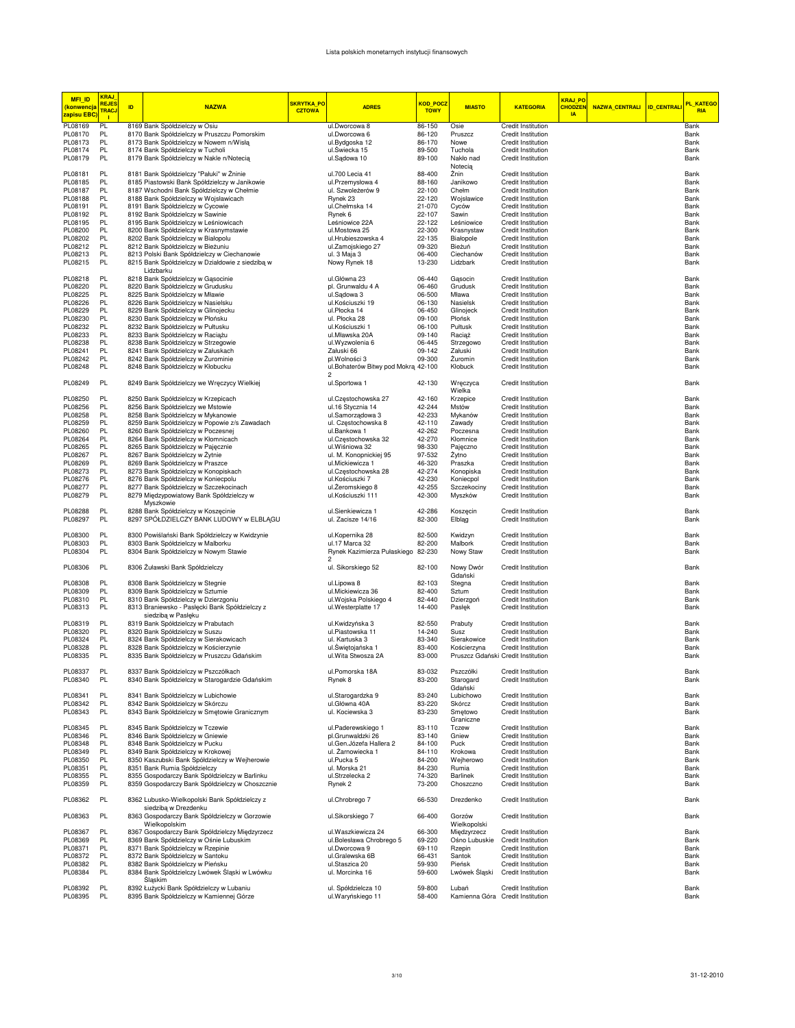Lista polskich monetarnych instytucji finansowych

| MFI_ID (konwencja zapisu EBC) | KRAJ_REJESTRACJI | ID | NAZWA | SKRYTKA_POCZTOWA | ADRES | KOD_POCZTOWY | MIASTO | KATEGORIA | KRAJ_POCHODZENIA | NAZWA_CENTRALI | ID_CENTRALI | PL_KATEGORIA |
|---|---|---|---|---|---|---|---|---|---|---|---|---|
| PL08169 | PL | 8169 | Bank Spółdzielczy w Osiu | | ul.Dworcowa 8 | 86-150 | Osie | Credit Institution | | | | Bank |
| PL08170 | PL | 8170 | Bank Spółdzielczy w Pruszczu Pomorskim | | ul.Dworcowa 6 | 86-120 | Pruszcz | Credit Institution | | | | Bank |
| PL08173 | PL | 8173 | Bank Spółdzielczy w Nowem n/Wisłą | | ul.Bydgoska 12 | 86-170 | Nowe | Credit Institution | | | | Bank |
| PL08174 | PL | 8174 | Bank Spółdzielczy w Tucholi | | ul.Świecka 15 | 89-500 | Tuchola | Credit Institution | | | | Bank |
| PL08179 | PL | 8179 | Bank Spółdzielczy w Nakle n/Notecią | | ul.Sądowa 10 | 89-100 | Nakło nad Notecią | Credit Institution | | | | Bank |
| PL08181 | PL | 8181 | Bank Spółdzielczy "Pałuki" w Żninie | | ul.700 Lecia 41 | 88-400 | Żnin | Credit Institution | | | | Bank |
| PL08185 | PL | 8185 | Piastowski Bank Spółdzielczy w Janikowie | | ul.Przemysłowa 4 | 88-160 | Janikowo | Credit Institution | | | | Bank |
| PL08187 | PL | 8187 | Wschodni Bank Spółdzielczy w Chełmie | | ul. Szwoleżerów 9 | 22-100 | Chełm | Credit Institution | | | | Bank |
| PL08188 | PL | 8188 | Bank Spółdzielczy w Wojsławicach | | Rynek 23 | 22-120 | Wojsławice | Credit Institution | | | | Bank |
| PL08191 | PL | 8191 | Bank Spółdzielczy w Cycowie | | ul.Chełmska 14 | 21-070 | Cyców | Credit Institution | | | | Bank |
| PL08192 | PL | 8192 | Bank Spółdzielczy w Sawinie | | Rynek 6 | 22-107 | Sawin | Credit Institution | | | | Bank |
| PL08195 | PL | 8195 | Bank Spółdzielczy w Leśniowicach | | Leśniowice 22A | 22-122 | Leśniowice | Credit Institution | | | | Bank |
| PL08200 | PL | 8200 | Bank Spółdzielczy w Krasnymstawie | | ul.Mostowa 25 | 22-300 | Krasnystaw | Credit Institution | | | | Bank |
| PL08202 | PL | 8202 | Bank Spółdzielczy w Białopolu | | ul.Hrubieszowska 4 | 22-135 | Białopole | Credit Institution | | | | Bank |
| PL08212 | PL | 8212 | Bank Spółdzielczy w Bieżuniu | | ul.Zamojskiego 27 | 09-320 | Bieżuń | Credit Institution | | | | Bank |
| PL08213 | PL | 8213 | Polski Bank Spółdzielczy w Ciechanowie | | ul. 3 Maja 3 | 06-400 | Ciechanów | Credit Institution | | | | Bank |
| PL08215 | PL | 8215 | Bank Spółdzielczy w Działdowie z siedzibą w Lidzbarku | | Nowy Rynek 18 | 13-230 | Lidzbark | Credit Institution | | | | Bank |
| PL08218 | PL | 8218 | Bank Spółdzielczy w Gąsocinie | | ul.Główna 23 | 06-440 | Gąsocin | Credit Institution | | | | Bank |
| PL08220 | PL | 8220 | Bank Spółdzielczy w Grudusku | | pl. Grunwaldu 4 A | 06-460 | Grudusk | Credit Institution | | | | Bank |
| PL08225 | PL | 8225 | Bank Spółdzielczy w Mławie | | ul.Sądowa 3 | 06-500 | Mława | Credit Institution | | | | Bank |
| PL08226 | PL | 8226 | Bank Spółdzielczy w Nasielsku | | ul.Kościuszki 19 | 06-130 | Nasielsk | Credit Institution | | | | Bank |
| PL08229 | PL | 8229 | Bank Spółdzielczy w Glinojecku | | ul.Płocka 14 | 06-450 | Glinojeck | Credit Institution | | | | Bank |
| PL08230 | PL | 8230 | Bank Spółdzielczy w Płońsku | | ul. Płocka 28 | 09-100 | Płońsk | Credit Institution | | | | Bank |
| PL08232 | PL | 8232 | Bank Spółdzielczy w Pułtusku | | ul.Kościuszki 1 | 06-100 | Pułtusk | Credit Institution | | | | Bank |
| PL08233 | PL | 8233 | Bank Spółdzielczy w Raciążu | | ul.Mławska 20A | 09-140 | Raciąż | Credit Institution | | | | Bank |
| PL08238 | PL | 8238 | Bank Spółdzielczy w Strzegowie | | ul.Wyzwolenia 6 | 06-445 | Strzegowo | Credit Institution | | | | Bank |
| PL08241 | PL | 8241 | Bank Spółdzielczy w Załuskach | | Załuski 66 | 09-142 | Załuski | Credit Institution | | | | Bank |
| PL08242 | PL | 8242 | Bank Spółdzielczy w Żurominie | | pl.Wolności 3 | 09-300 | Żuromin | Credit Institution | | | | Bank |
| PL08248 | PL | 8248 | Bank Spółdzielczy w Kłobucku | | ul.Bohaterów Bitwy pod Mokrą 2 | 42-100 | Kłobuck | Credit Institution | | | | Bank |
| PL08249 | PL | 8249 | Bank Spółdzielczy we Wręczycy Wielkiej | | ul.Sportowa 1 | 42-130 | Wręczyca Wielka | Credit Institution | | | | Bank |
| PL08250 | PL | 8250 | Bank Spółdzielczy w Krzepicach | | ul.Częstochowska 27 | 42-160 | Krzepice | Credit Institution | | | | Bank |
| PL08256 | PL | 8256 | Bank Spółdzielczy we Mstowie | | ul.16 Stycznia 14 | 42-244 | Mstów | Credit Institution | | | | Bank |
| PL08258 | PL | 8258 | Bank Spółdzielczy w Mykanowie | | ul.Samorządowa 3 | 42-233 | Mykanów | Credit Institution | | | | Bank |
| PL08259 | PL | 8259 | Bank Spółdzielczy w Popowie z/s Zawadach | | ul. Częstochowska 8 | 42-110 | Zawady | Credit Institution | | | | Bank |
| PL08260 | PL | 8260 | Bank Spółdzielczy w Poczesnej | | ul.Bankowa 1 | 42-262 | Poczesna | Credit Institution | | | | Bank |
| PL08264 | PL | 8264 | Bank Spółdzielczy w Kłomnicach | | ul.Częstochowska 32 | 42-270 | Kłomnice | Credit Institution | | | | Bank |
| PL08265 | PL | 8265 | Bank Spółdzielczy w Pajęcznie | | ul.Wiśniowa 32 | 98-330 | Pajęczno | Credit Institution | | | | Bank |
| PL08267 | PL | 8267 | Bank Spółdzielczy w Żytnie | | ul. M. Konopnickiej 95 | 97-532 | Żytno | Credit Institution | | | | Bank |
| PL08269 | PL | 8269 | Bank Spółdzielczy w Praszce | | ul.Mickiewicza 1 | 46-320 | Praszka | Credit Institution | | | | Bank |
| PL08273 | PL | 8273 | Bank Spółdzielczy w Konopiskach | | ul.Częstochowska 28 | 42-274 | Konopiska | Credit Institution | | | | Bank |
| PL08276 | PL | 8276 | Bank Spółdzielczy w Koniecpolu | | ul.Kościuszki 7 | 42-230 | Koniecpol | Credit Institution | | | | Bank |
| PL08277 | PL | 8277 | Bank Spółdzielczy w Szczekocinach | | ul.Żeromskiego 8 | 42-255 | Szczekociny | Credit Institution | | | | Bank |
| PL08279 | PL | 8279 | Międzypowiatowy Bank Spółdzielczy w Myszkowie | | ul.Kościuszki 111 | 42-300 | Myszków | Credit Institution | | | | Bank |
| PL08288 | PL | 8288 | Bank Spółdzielczy w Koszęcinie | | ul.Sienkiewicza 1 | 42-286 | Koszęcin | Credit Institution | | | | Bank |
| PL08297 | PL | 8297 | SPÓŁDZIELCZY BANK LUDOWY w ELBLĄGU | | ul. Zacisze 14/16 | 82-300 | Elbląg | Credit Institution | | | | Bank |
| PL08300 | PL | 8300 | Powiślański Bank Spółdzielczy w Kwidzynie | | ul.Kopernika 28 | 82-500 | Kwidzyn | Credit Institution | | | | Bank |
| PL08303 | PL | 8303 | Bank Spółdzielczy w Malborku | | ul.17 Marca 32 | 82-200 | Malbork | Credit Institution | | | | Bank |
| PL08304 | PL | 8304 | Bank Spółdzielczy w Nowym Stawie | | Rynek Kazimierza Pułaskiego 2 | 82-230 | Nowy Staw | Credit Institution | | | | Bank |
| PL08306 | PL | 8306 | Żuławski Bank Spółdzielczy | | ul. Sikorskiego 52 | 82-100 | Nowy Dwór Gdański | Credit Institution | | | | Bank |
| PL08308 | PL | 8308 | Bank Spółdzielczy w Stegnie | | ul.Lipowa 8 | 82-103 | Stegna | Credit Institution | | | | Bank |
| PL08309 | PL | 8309 | Bank Spółdzielczy w Sztumie | | ul.Mickiewicza 36 | 82-400 | Sztum | Credit Institution | | | | Bank |
| PL08310 | PL | 8310 | Bank Spółdzielczy w Dzierzgoniu | | ul.Wojska Polskiego 4 | 82-440 | Dzierzgoń | Credit Institution | | | | Bank |
| PL08313 | PL | 8313 | Braniewsko - Pasłęcki Bank Spółdzielczy z siedzibą w Pasłęku | | ul.Westerplatte 17 | 14-400 | Pasłęk | Credit Institution | | | | Bank |
| PL08319 | PL | 8319 | Bank Spółdzielczy w Prabutach | | ul.Kwidzyńska 3 | 82-550 | Prabuty | Credit Institution | | | | Bank |
| PL08320 | PL | 8320 | Bank Spółdzielczy w Suszu | | ul.Piastowska 11 | 14-240 | Susz | Credit Institution | | | | Bank |
| PL08324 | PL | 8324 | Bank Spółdzielczy w Sierakowicach | | ul. Kartuska 3 | 83-340 | Sierakowice | Credit Institution | | | | Bank |
| PL08328 | PL | 8328 | Bank Spółdzielczy w Kościerzynie | | ul.Świętojańska 1 | 83-400 | Kościerzyna | Credit Institution | | | | Bank |
| PL08335 | PL | 8335 | Bank Spółdzielczy w Pruszczu Gdańskim | | ul.Wita Stwosza 2A | 83-000 | Pruszcz Gdański | Credit Institution | | | | Bank |
| PL08337 | PL | 8337 | Bank Spółdzielczy w Pszczółkach | | ul.Pomorska 18A | 83-032 | Pszczółki | Credit Institution | | | | Bank |
| PL08340 | PL | 8340 | Bank Spółdzielczy w Starogardzie Gdańskim | | Rynek 8 | 83-200 | Starogard Gdański | Credit Institution | | | | Bank |
| PL08341 | PL | 8341 | Bank Spółdzielczy w Lubichowie | | ul.Starogardzka 9 | 83-240 | Lubichowo | Credit Institution | | | | Bank |
| PL08342 | PL | 8342 | Bank Spółdzielczy w Skórczu | | ul.Główna 40A | 83-220 | Skórcz | Credit Institution | | | | Bank |
| PL08343 | PL | 8343 | Bank Spółdzielczy w Smętowie Granicznym | | ul. Kociewska 3 | 83-230 | Smętowo Graniczne | Credit Institution | | | | Bank |
| PL08345 | PL | 8345 | Bank Spółdzielczy w Tczewie | | ul.Paderewskiego 1 | 83-110 | Tczew | Credit Institution | | | | Bank |
| PL08346 | PL | 8346 | Bank Spółdzielczy w Gniewie | | pl.Grunwaldzki 26 | 83-140 | Gniew | Credit Institution | | | | Bank |
| PL08348 | PL | 8348 | Bank Spółdzielczy w Pucku | | ul.Gen.Józefa Hallera 2 | 84-100 | Puck | Credit Institution | | | | Bank |
| PL08349 | PL | 8349 | Bank Spółdzielczy w Krokowej | | ul. Żarnowiecka 1 | 84-110 | Krokowa | Credit Institution | | | | Bank |
| PL08350 | PL | 8350 | Kaszubski Bank Spółdzielczy w Wejherowie | | ul.Pucka 5 | 84-200 | Wejherowo | Credit Institution | | | | Bank |
| PL08351 | PL | 8351 | Bank Rumia Spółdzielczy | | ul. Morska 21 | 84-230 | Rumia | Credit Institution | | | | Bank |
| PL08355 | PL | 8355 | Gospodarczy Bank Spółdzielczy w Barlinku | | ul.Strzelecka 2 | 74-320 | Barlinek | Credit Institution | | | | Bank |
| PL08359 | PL | 8359 | Gospodarczy Bank Spółdzielczy w Choszcznie | | Rynek 2 | 73-200 | Choszczno | Credit Institution | | | | Bank |
| PL08362 | PL | 8362 | Lubusko-Wielkopolski Bank Spółdzielczy z siedzibą w Drezdenku | | ul.Chrobrego 7 | 66-530 | Drezdenko | Credit Institution | | | | Bank |
| PL08363 | PL | 8363 | Gospodarczy Bank Spółdzielczy w Gorzowie Wielkopolskim | | ul.Sikorskiego 7 | 66-400 | Gorzów Wielkopolski | Credit Institution | | | | Bank |
| PL08367 | PL | 8367 | Gospodarczy Bank Spółdzielczy Międzyrzecz | | ul.Waszkiewicza 24 | 66-300 | Międzyrzecz | Credit Institution | | | | Bank |
| PL08369 | PL | 8369 | Bank Spółdzielczy w Ośnie Lubuskim | | ul.Bolesława Chrobrego 5 | 69-220 | Ośno Lubuskie | Credit Institution | | | | Bank |
| PL08371 | PL | 8371 | Bank Spółdzielczy w Rzepinie | | ul.Dworcowa 9 | 69-110 | Rzepin | Credit Institution | | | | Bank |
| PL08372 | PL | 8372 | Bank Spółdzielczy w Santoku | | ul.Gralewska 6B | 66-431 | Santok | Credit Institution | | | | Bank |
| PL08382 | PL | 8382 | Bank Spółdzielczy w Pieńsku | | ul.Staszica 20 | 59-930 | Pieńsk | Credit Institution | | | | Bank |
| PL08384 | PL | 8384 | Bank Spółdzielczy Lwówek Śląski w Lwówku Śląskim | | ul. Morcinka 16 | 59-600 | Lwówek Śląski | Credit Institution | | | | Bank |
| PL08392 | PL | 8392 | Łużycki Bank Spółdzielczy w Lubaniu | | ul. Spółdzielcza 10 | 59-800 | Lubań | Credit Institution | | | | Bank |
| PL08395 | PL | 8395 | Bank Spółdzielczy w Kamiennej Górze | | ul.Waryńskiego 11 | 58-400 | Kamienna Góra | Credit Institution | | | | Bank |

31-12-2010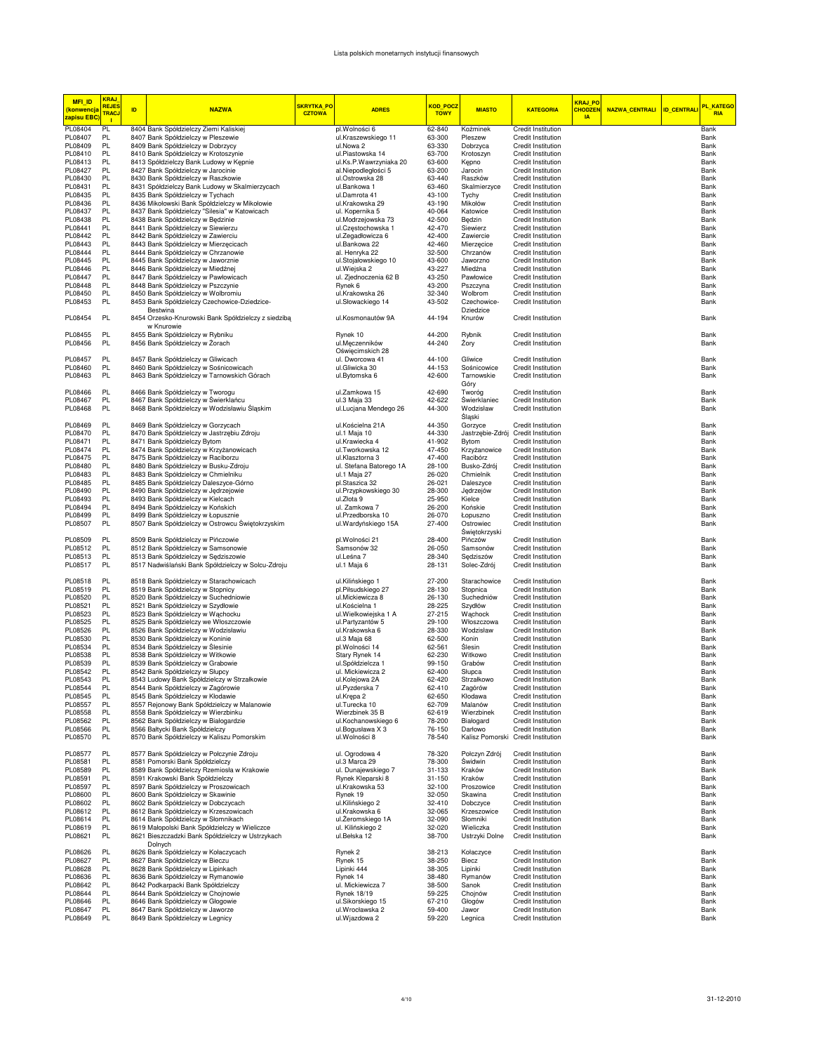| MFI_ID (konwencja zapisu EBC) | KRAJ_REJESTRACJI | ID | NAZWA | SKRYTKA_POCZTOWA | ADRES | KOD_POCZTOWY | MIASTO | KATEGORIA | KRAJ_POCHODZENIA | NAZWA_CENTRALI | ID_CENTRALI | PL_KATEGORIA |
|---|---|---|---|---|---|---|---|---|---|---|---|---|
| PL08404 | PL | 8404 | Bank Spółdzielczy Ziemi Kaliskiej | | pl.Wolności 6 | 62-840 | Koźminek | Credit Institution | | | | Bank |
| PL08407 | PL | 8407 | Bank Spółdzielczy w Pleszewie | | ul.Kraszewskiego 11 | 63-300 | Pleszew | Credit Institution | | | | Bank |
| PL08409 | PL | 8409 | Bank Spółdzielczy w Dobrzycy | | ul.Nowa 2 | 63-330 | Dobrzyca | Credit Institution | | | | Bank |
| PL08410 | PL | 8410 | Bank Spółdzielczy w Krotoszynie | | ul.Piastowska 14 | 63-700 | Krotoszyn | Credit Institution | | | | Bank |
| PL08413 | PL | 8413 | Spółdzielczy Bank Ludowy w Kępnie | | ul.Ks.P.Wawrzyniaka 20 | 63-600 | Kępno | Credit Institution | | | | Bank |
| PL08427 | PL | 8427 | Bank Spółdzielczy w Jarocinie | | al.Niepodległości 5 | 63-200 | Jarocin | Credit Institution | | | | Bank |
| PL08430 | PL | 8430 | Bank Spółdzielczy w Raszkowie | | ul.Ostrowska 28 | 63-440 | Raszków | Credit Institution | | | | Bank |
| PL08431 | PL | 8431 | Spółdzielczy Bank Ludowy w Skalmierzycach | | ul.Bankowa 1 | 63-460 | Skalmierzyce | Credit Institution | | | | Bank |
| PL08435 | PL | 8435 | Bank Spółdzielczy w Tychach | | ul.Damrota 41 | 43-100 | Tychy | Credit Institution | | | | Bank |
| PL08436 | PL | 8436 | Mikołowski Bank Spółdzielczy w Mikołowie | | ul.Krakowska 29 | 43-190 | Mikołów | Credit Institution | | | | Bank |
| PL08437 | PL | 8437 | Bank Spółdzielczy "Silesia" w Katowicach | | ul. Kopernika 5 | 40-064 | Katowice | Credit Institution | | | | Bank |
| PL08438 | PL | 8438 | Bank Spółdzielczy w Będzinie | | ul.Modrzejowska 73 | 42-500 | Będzin | Credit Institution | | | | Bank |
| PL08441 | PL | 8441 | Bank Spółdzielczy w Siewierzu | | ul.Częstochowska 1 | 42-470 | Siewierz | Credit Institution | | | | Bank |
| PL08442 | PL | 8442 | Bank Spółdzielczy w Zawierciu | | ul.Żegadłowicza 6 | 42-400 | Zawiercie | Credit Institution | | | | Bank |
| PL08443 | PL | 8443 | Bank Spółdzielczy w Mierzęcicach | | ul.Bankowa 22 | 42-460 | Mierzęcice | Credit Institution | | | | Bank |
| PL08444 | PL | 8444 | Bank Spółdzielczy w Chrzanowie | | al. Henryka 22 | 32-500 | Chrzanów | Credit Institution | | | | Bank |
| PL08445 | PL | 8445 | Bank Spółdzielczy w Jaworznie | | ul.Stojałowskiego 10 | 43-600 | Jaworzno | Credit Institution | | | | Bank |
| PL08446 | PL | 8446 | Bank Spółdzielczy w Miedźnej | | ul.Wiejska 2 | 43-227 | Miedźna | Credit Institution | | | | Bank |
| PL08447 | PL | 8447 | Bank Spółdzielczy w Pawłowicach | | ul. Zjednoczenia 62 B | 43-250 | Pawłowice | Credit Institution | | | | Bank |
| PL08448 | PL | 8448 | Bank Spółdzielczy w Pszczynie | | Rynek 6 | 43-200 | Pszczyna | Credit Institution | | | | Bank |
| PL08450 | PL | 8450 | Bank Spółdzielczy w Wolbromiu | | ul.Krakowska 26 | 32-340 | Wolbrom | Credit Institution | | | | Bank |
| PL08453 | PL | 8453 | Bank Spółdzielczy Czechowice-Dziedzice-Bestwina | | ul.Słowackiego 14 | 43-502 | Czechowice-Dziedzice | Credit Institution | | | | Bank |
| PL08454 | PL | 8454 | Orzesko-Knurowski Bank Spółdzielczy z siedzibą w Knurowie | | ul.Kosmonautów 9A | 44-194 | Knurów | Credit Institution | | | | Bank |
| PL08455 | PL | 8455 | Bank Spółdzielczy w Rybniku | | Rynek 10 | 44-200 | Rybnik | Credit Institution | | | | Bank |
| PL08456 | PL | 8456 | Bank Spółdzielczy w Żorach | | ul.Męczenników Oświęcimskich 28 | 44-240 | Żory | Credit Institution | | | | Bank |
| PL08457 | PL | 8457 | Bank Spółdzielczy w Gliwicach | | ul. Dworcowa 41 | 44-100 | Gliwice | Credit Institution | | | | Bank |
| PL08460 | PL | 8460 | Bank Spółdzielczy w Sośnicowicach | | ul.Gliwicka 30 | 44-153 | Sośnicowice | Credit Institution | | | | Bank |
| PL08463 | PL | 8463 | Bank Spółdzielczy w Tarnowskich Górach | | ul.Bytomska 6 | 42-600 | Tarnowskie Góry | Credit Institution | | | | Bank |
| PL08466 | PL | 8466 | Bank Spółdzielczy w Tworogu | | ul.Zamkowa 15 | 42-690 | Tworóg | Credit Institution | | | | Bank |
| PL08467 | PL | 8467 | Bank Spółdzielczy w Świerklańcu | | ul.3 Maja 33 | 42-622 | Świerklaniec | Credit Institution | | | | Bank |
| PL08468 | PL | 8468 | Bank Spółdzielczy w Wodzisławiu Śląskim | | ul.Lucjana Mendego 26 | 44-300 | Wodzisław Śląski | Credit Institution | | | | Bank |
| PL08469 | PL | 8469 | Bank Spółdzielczy w Gorzycach | | ul.Kościelna 21A | 44-350 | Gorzyce | Credit Institution | | | | Bank |
| PL08470 | PL | 8470 | Bank Spółdzielczy w Jastrzębiu Zdroju | | ul.1 Maja 10 | 44-330 | Jastrzębie-Zdrój | Credit Institution | | | | Bank |
| PL08471 | PL | 8471 | Bank Spółdzielczy Bytom | | ul.Krawiecka 4 | 41-902 | Bytom | Credit Institution | | | | Bank |
| PL08474 | PL | 8474 | Bank Spółdzielczy w Krzyżanowicach | | ul.Tworkowska 12 | 47-450 | Krzyżanowice | Credit Institution | | | | Bank |
| PL08475 | PL | 8475 | Bank Spółdzielczy w Raciborzu | | ul.Klasztorna 3 | 47-400 | Racibórz | Credit Institution | | | | Bank |
| PL08480 | PL | 8480 | Bank Spółdzielczy w Busku-Zdroju | | ul. Stefana Batorego 1A | 28-100 | Busko-Zdrój | Credit Institution | | | | Bank |
| PL08483 | PL | 8483 | Bank Spółdzielczy w Chmielniku | | ul.1 Maja 27 | 26-020 | Chmielnik | Credit Institution | | | | Bank |
| PL08485 | PL | 8485 | Bank Spółdzielczy Daleszyce-Górno | | pl.Staszica 32 | 26-021 | Daleszyce | Credit Institution | | | | Bank |
| PL08490 | PL | 8490 | Bank Spółdzielczy w Jędrzejowie | | ul.Przypkowskiego 30 | 28-300 | Jędrzejów | Credit Institution | | | | Bank |
| PL08493 | PL | 8493 | Bank Spółdzielczy w Kielcach | | ul.Złota 9 | 25-950 | Kielce | Credit Institution | | | | Bank |
| PL08494 | PL | 8494 | Bank Spółdzielczy w Końskich | | ul. Zamkowa 7 | 26-200 | Końskie | Credit Institution | | | | Bank |
| PL08499 | PL | 8499 | Bank Spółdzielczy w Łopusznie | | ul.Przedborska 10 | 26-070 | Łopuszno | Credit Institution | | | | Bank |
| PL08507 | PL | 8507 | Bank Spółdzielczy w Ostrowcu Świętokrzyskim | | ul.Wardyńskiego 15A | 27-400 | Ostrowiec Świętokrzyski | Credit Institution | | | | Bank |
| PL08509 | PL | 8509 | Bank Spółdzielczy w Pińczowie | | pl.Wolności 21 | 28-400 | Pińczów | Credit Institution | | | | Bank |
| PL08512 | PL | 8512 | Bank Spółdzielczy w Samsonowie | | Samsonów 32 | 26-050 | Samsonów | Credit Institution | | | | Bank |
| PL08513 | PL | 8513 | Bank Spółdzielczy w Sędziszowie | | ul.Leśna 7 | 28-340 | Sędziszów | Credit Institution | | | | Bank |
| PL08517 | PL | 8517 | Nadwiślański Bank Spółdzielczy w Solcu-Zdroju | | ul.1 Maja 6 | 28-131 | Solec-Zdrój | Credit Institution | | | | Bank |
| PL08518 | PL | 8518 | Bank Spółdzielczy w Starachowicach | | ul.Kilińskiego 1 | 27-200 | Starachowice | Credit Institution | | | | Bank |
| PL08519 | PL | 8519 | Bank Spółdzielczy w Stopnicy | | pl.Piłsudskiego 27 | 28-130 | Stopnica | Credit Institution | | | | Bank |
| PL08520 | PL | 8520 | Bank Spółdzielczy w Suchedniowie | | ul.Mickiewicza 8 | 26-130 | Suchedniów | Credit Institution | | | | Bank |
| PL08521 | PL | 8521 | Bank Spółdzielczy w Szydłowie | | ul.Kościelna 1 | 28-225 | Szydłów | Credit Institution | | | | Bank |
| PL08523 | PL | 8523 | Bank Spółdzielczy w Wąchocku | | ul.Wielkowiejska 1 A | 27-215 | Wąchock | Credit Institution | | | | Bank |
| PL08525 | PL | 8525 | Bank Spółdzielczy we Włoszczowie | | ul.Partyzantów 5 | 29-100 | Włoszczowa | Credit Institution | | | | Bank |
| PL08526 | PL | 8526 | Bank Spółdzielczy w Wodzisławiu | | ul.Krakowska 6 | 28-330 | Wodzisław | Credit Institution | | | | Bank |
| PL08530 | PL | 8530 | Bank Spółdzielczy w Koninie | | ul.3 Maja 68 | 62-500 | Konin | Credit Institution | | | | Bank |
| PL08534 | PL | 8534 | Bank Spółdzielczy w Ślesinie | | pl.Wolności 14 | 62-561 | Ślesin | Credit Institution | | | | Bank |
| PL08538 | PL | 8538 | Bank Spółdzielczy w Witkowie | | Stary Rynek 14 | 62-230 | Witkowo | Credit Institution | | | | Bank |
| PL08539 | PL | 8539 | Bank Spółdzielczy w Grabowie | | ul.Spółdzielcza 1 | 99-150 | Grabów | Credit Institution | | | | Bank |
| PL08542 | PL | 8542 | Bank Spółdzielczy w Słupcy | | ul. Mickiewicza 2 | 62-400 | Słupca | Credit Institution | | | | Bank |
| PL08543 | PL | 8543 | Ludowy Bank Spółdzielczy w Strzałkowie | | ul.Kolejowa 2A | 62-420 | Strzałkowo | Credit Institution | | | | Bank |
| PL08544 | PL | 8544 | Bank Spółdzielczy w Zagórowie | | ul.Pyzderska 7 | 62-410 | Zagórów | Credit Institution | | | | Bank |
| PL08545 | PL | 8545 | Bank Spółdzielczy w Kłodawie | | ul.Krępa 2 | 62-650 | Kłodawa | Credit Institution | | | | Bank |
| PL08557 | PL | 8557 | Rejonowy Bank Spółdzielczy w Malanowie | | ul.Turecka 10 | 62-709 | Malanów | Credit Institution | | | | Bank |
| PL08558 | PL | 8558 | Bank Spółdzielczy w Wierzbinku | | Wierzbinek 35 B | 62-619 | Wierzbinek | Credit Institution | | | | Bank |
| PL08562 | PL | 8562 | Bank Spółdzielczy w Białogardzie | | ul.Kochanowskiego 6 | 78-200 | Białogard | Credit Institution | | | | Bank |
| PL08566 | PL | 8566 | Bałtycki Bank Spółdzielczy | | ul.Bogusława X 3 | 76-150 | Darłowo | Credit Institution | | | | Bank |
| PL08570 | PL | 8570 | Bank Spółdzielczy w Kaliszu Pomorskim | | ul.Wolności 8 | 78-540 | Kalisz Pomorski | Credit Institution | | | | Bank |
| PL08577 | PL | 8577 | Bank Spółdzielczy w Połczynie Zdroju | | ul. Ogrodowa 4 | 78-320 | Połczyn Zdrój | Credit Institution | | | | Bank |
| PL08581 | PL | 8581 | Pomorski Bank Spółdzielczy | | ul.3 Marca 29 | 78-300 | Świdwin | Credit Institution | | | | Bank |
| PL08589 | PL | 8589 | Bank Spółdzielczy Rzemiosła w Krakowie | | ul. Dunajewskiego 7 | 31-133 | Kraków | Credit Institution | | | | Bank |
| PL08591 | PL | 8591 | Krakowski Bank Spółdzielczy | | Rynek Kleparski 8 | 31-150 | Kraków | Credit Institution | | | | Bank |
| PL08597 | PL | 8597 | Bank Spółdzielczy w Proszowicach | | ul.Krakowska 53 | 32-100 | Proszowice | Credit Institution | | | | Bank |
| PL08600 | PL | 8600 | Bank Spółdzielczy w Skawinie | | Rynek 19 | 32-050 | Skawina | Credit Institution | | | | Bank |
| PL08602 | PL | 8602 | Bank Spółdzielczy w Dobczycach | | ul.Kilińskiego 2 | 32-410 | Dobczyce | Credit Institution | | | | Bank |
| PL08612 | PL | 8612 | Bank Spółdzielczy w Krzeszowicach | | ul.Krakowska 6 | 32-065 | Krzeszowice | Credit Institution | | | | Bank |
| PL08614 | PL | 8614 | Bank Spółdzielczy w Słomnikach | | ul.Żeromskiego 1A | 32-090 | Słomniki | Credit Institution | | | | Bank |
| PL08619 | PL | 8619 | Małopolski Bank Spółdzielczy w Wieliczce | | ul. Kilińskiego 2 | 32-020 | Wieliczka | Credit Institution | | | | Bank |
| PL08621 | PL | 8621 | Bieszczadzki Bank Spółdzielczy w Ustrzykach Dolnych | | ul.Bełska 12 | 38-700 | Ustrzyki Dolne | Credit Institution | | | | Bank |
| PL08626 | PL | 8626 | Bank Spółdzielczy w Kołaczycach | | Rynek 2 | 38-213 | Kołaczyce | Credit Institution | | | | Bank |
| PL08627 | PL | 8627 | Bank Spółdzielczy w Bieczu | | Rynek 15 | 38-250 | Biecz | Credit Institution | | | | Bank |
| PL08628 | PL | 8628 | Bank Spółdzielczy w Lipinkach | | Lipinki 444 | 38-305 | Lipinki | Credit Institution | | | | Bank |
| PL08636 | PL | 8636 | Bank Spółdzielczy w Rymanowie | | Rynek 14 | 38-480 | Rymanów | Credit Institution | | | | Bank |
| PL08642 | PL | 8642 | Podkarpacki Bank Spółdzielczy | | ul. Mickiewicza 7 | 38-500 | Sanok | Credit Institution | | | | Bank |
| PL08644 | PL | 8644 | Bank Spółdzielczy w Chojnowie | | Rynek 18/19 | 59-225 | Chojnów | Credit Institution | | | | Bank |
| PL08646 | PL | 8646 | Bank Spółdzielczy w Głogowie | | ul.Sikorskiego 15 | 67-210 | Głogów | Credit Institution | | | | Bank |
| PL08647 | PL | 8647 | Bank Spółdzielczy w Jaworze | | ul.Wrocławska 2 | 59-400 | Jawor | Credit Institution | | | | Bank |
| PL08649 | PL | 8649 | Bank Spółdzielczy w Legnicy | | ul.Wjazdowa 2 | 59-220 | Legnica | Credit Institution | | | | Bank |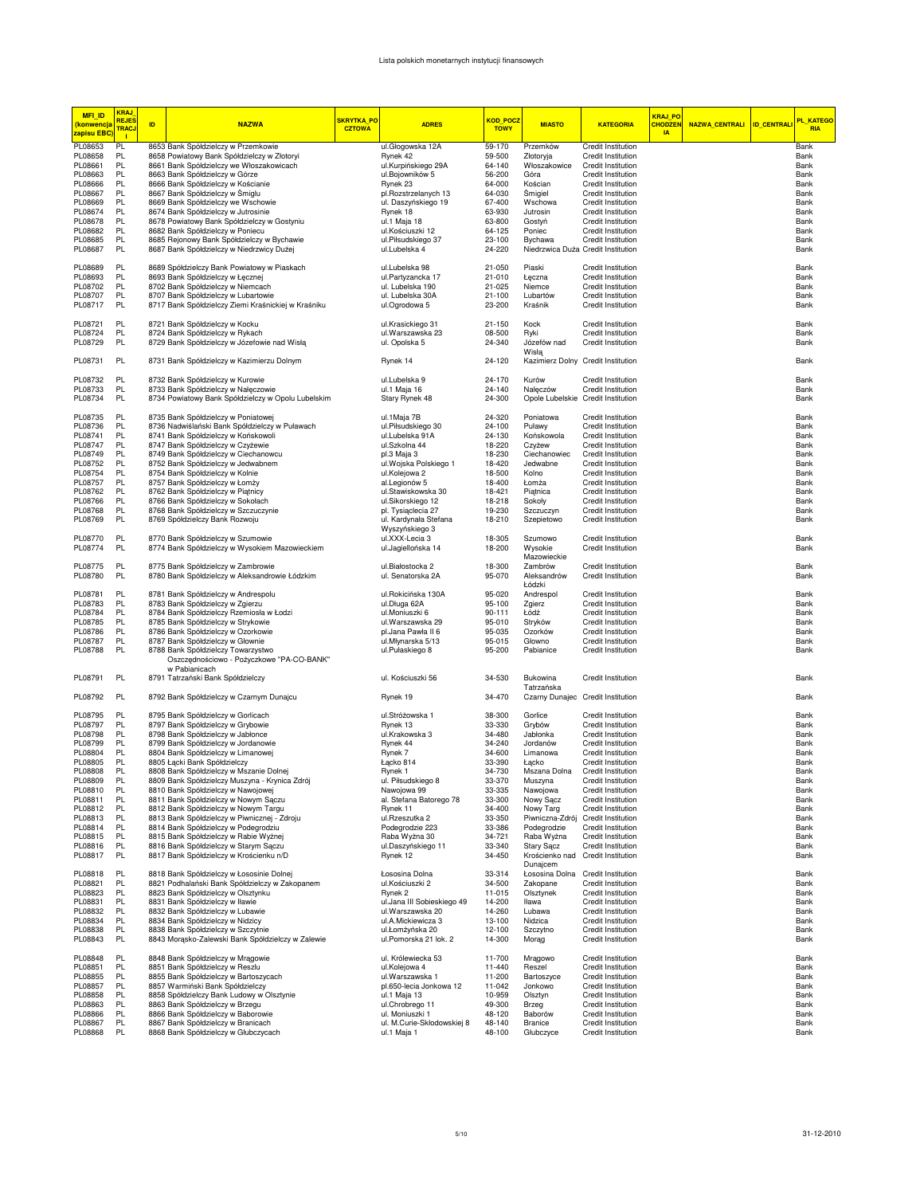Lista polskich monetarnych instytucji finansowych

| MFI_ID (konwencja zapisu EBC) | KRAJ_REJESTRACJI | ID | NAZWA | SKRYTKA_POCZTOWA | ADRES | KOD_POCZTOWY | MIASTO | KATEGORIA | KRAJ_POCHODZENIA | NAZWA_CENTRALI | ID_CENTRALI | PL_KATEGORIA |
|---|---|---|---|---|---|---|---|---|---|---|---|---|
| PL08653 | PL | 8653 | Bank Spółdzielczy w Przemkowie | | ul.Głogowska 12A | 59-170 | Przemków | Credit Institution | | | | Bank |
| PL08658 | PL | 8658 | Powiatowy Bank Spółdzielczy w Złotoryi | | Rynek 42 | 59-500 | Złotoryja | Credit Institution | | | | Bank |
| PL08661 | PL | 8661 | Bank Spółdzielczy we Włoszakowicach | | ul.Kurpińskiego 29A | 64-140 | Włoszakowice | Credit Institution | | | | Bank |
| PL08663 | PL | 8663 | Bank Spółdzielczy w Górze | | ul.Bojowników 5 | 56-200 | Góra | Credit Institution | | | | Bank |
| PL08666 | PL | 8666 | Bank Spółdzielczy w Kościanie | | Rynek 23 | 64-000 | Kościan | Credit Institution | | | | Bank |
| PL08667 | PL | 8667 | Bank Spółdzielczy w Śmiglu | | pl.Rozstrzelanych 13 | 64-030 | Śmigiel | Credit Institution | | | | Bank |
| PL08669 | PL | 8669 | Bank Spółdzielczy we Wschowie | | ul. Daszyńskiego 19 | 67-400 | Wschowa | Credit Institution | | | | Bank |
| PL08674 | PL | 8674 | Bank Spółdzielczy w Jutrosinie | | Rynek 18 | 63-930 | Jutrosin | Credit Institution | | | | Bank |
| PL08678 | PL | 8678 | Powiatowy Bank Spółdzielczy w Gostyniu | | ul.1 Maja 18 | 63-800 | Gostyń | Credit Institution | | | | Bank |
| PL08682 | PL | 8682 | Bank Spółdzielczy w Poniecu | | ul.Kościuszki 12 | 64-125 | Poniec | Credit Institution | | | | Bank |
| PL08685 | PL | 8685 | Rejonowy Bank Spółdzielczy w Bychawie | | ul.Piłsudskiego 37 | 23-100 | Bychawa | Credit Institution | | | | Bank |
| PL08687 | PL | 8687 | Bank Spółdzielczy w Niedrzwicy Dużej | | ul.Lubelska 4 | 24-220 | Niedrzwica Duża | Credit Institution | | | | Bank |
| PL08689 | PL | 8689 | Spółdzielczy Bank Powiatowy w Piaskach | | ul.Lubelska 98 | 21-050 | Piaski | Credit Institution | | | | Bank |
| PL08693 | PL | 8693 | Bank Spółdzielczy w Łęcznej | | ul.Partyzancka 17 | 21-010 | Łęczna | Credit Institution | | | | Bank |
| PL08702 | PL | 8702 | Bank Spółdzielczy w Niemcach | | ul. Lubelska 190 | 21-025 | Niemce | Credit Institution | | | | Bank |
| PL08707 | PL | 8707 | Bank Spółdzielczy w Lubartowie | | ul. Lubelska 30A | 21-100 | Lubartów | Credit Institution | | | | Bank |
| PL08717 | PL | 8717 | Bank Spółdzielczy Ziemi Kraśnickiej w Kraśniku | | ul.Ogrodowa 5 | 23-200 | Kraśnik | Credit Institution | | | | Bank |
| PL08721 | PL | 8721 | Bank Spółdzielczy w Kocku | | ul.Krasickiego 31 | 21-150 | Kock | Credit Institution | | | | Bank |
| PL08724 | PL | 8724 | Bank Spółdzielczy w Rykach | | ul.Warszawska 23 | 08-500 | Ryki | Credit Institution | | | | Bank |
| PL08729 | PL | 8729 | Bank Spółdzielczy w Józefowie nad Wisłą | | ul. Opolska 5 | 24-340 | Józefów nad Wisłą | Credit Institution | | | | Bank |
| PL08731 | PL | 8731 | Bank Spółdzielczy w Kazimierzu Dolnym | | Rynek 14 | 24-120 | Kazimierz Dolny | Credit Institution | | | | Bank |
| PL08732 | PL | 8732 | Bank Spółdzielczy w Kurowie | | ul.Lubelska 9 | 24-170 | Kurów | Credit Institution | | | | Bank |
| PL08733 | PL | 8733 | Bank Spółdzielczy w Nałęczowie | | ul.1 Maja 16 | 24-140 | Nałęczów | Credit Institution | | | | Bank |
| PL08734 | PL | 8734 | Powiatowy Bank Spółdzielczy w Opolu Lubelskim | | Stary Rynek 48 | 24-300 | Opole Lubelskie | Credit Institution | | | | Bank |
| PL08735 | PL | 8735 | Bank Spółdzielczy w Poniatowej | | ul.1Maja 7B | 24-320 | Poniatowa | Credit Institution | | | | Bank |
| PL08736 | PL | 8736 | Nadwiślański Bank Spółdzielczy w Puławach | | ul.Piłsudskiego 30 | 24-100 | Puławy | Credit Institution | | | | Bank |
| PL08741 | PL | 8741 | Bank Spółdzielczy w Końskowoli | | ul.Lubelska 91A | 24-130 | Końskowola | Credit Institution | | | | Bank |
| PL08747 | PL | 8747 | Bank Spółdzielczy w Czyżewie | | ul.Szkolna 44 | 18-220 | Czyżew | Credit Institution | | | | Bank |
| PL08749 | PL | 8749 | Bank Spółdzielczy w Ciechanowcu | | pl.3 Maja 3 | 18-230 | Ciechanowiec | Credit Institution | | | | Bank |
| PL08752 | PL | 8752 | Bank Spółdzielczy w Jedwabnem | | ul.Wojska Polskiego 1 | 18-420 | Jedwabne | Credit Institution | | | | Bank |
| PL08754 | PL | 8754 | Bank Spółdzielczy w Kolnie | | ul.Kolejowa 2 | 18-500 | Kolno | Credit Institution | | | | Bank |
| PL08757 | PL | 8757 | Bank Spółdzielczy w Łomży | | al.Legionów 5 | 18-400 | Łomża | Credit Institution | | | | Bank |
| PL08762 | PL | 8762 | Bank Spółdzielczy w Piątnicy | | ul.Stawiskowska 30 | 18-421 | Piątnica | Credit Institution | | | | Bank |
| PL08766 | PL | 8766 | Bank Spółdzielczy w Sokołach | | ul.Sikorskiego 12 | 18-218 | Sokoły | Credit Institution | | | | Bank |
| PL08768 | PL | 8768 | Bank Spółdzielczy w Szczuczynie | | pl. Tysiąclecia 27 | 19-230 | Szczuczyn | Credit Institution | | | | Bank |
| PL08769 | PL | 8769 | Spółdzielczy Bank Rozwoju | | ul. Kardynała Stefana Wyszyńskiego 3 | 18-210 | Szepietowo | Credit Institution | | | | Bank |
| PL08770 | PL | 8770 | Bank Spółdzielczy w Szumowie | | ul.XXX-Lecia 3 | 18-305 | Szumowo | Credit Institution | | | | Bank |
| PL08774 | PL | 8774 | Bank Spółdzielczy w Wysokiem Mazowieckiem | | ul.Jagiellońska 14 | 18-200 | Wysokie Mazowieckie | Credit Institution | | | | Bank |
| PL08775 | PL | 8775 | Bank Spółdzielczy w Zambrowie | | ul.Białostocka 2 | 18-300 | Zambrów | Credit Institution | | | | Bank |
| PL08780 | PL | 8780 | Bank Spółdzielczy w Aleksandrowie Łódzkim | | ul. Senatorska 2A | 95-070 | Aleksandrów Łódzki | Credit Institution | | | | Bank |
| PL08781 | PL | 8781 | Bank Spółdzielczy w Andrespolu | | ul.Rokicińska 130A | 95-020 | Andrespol | Credit Institution | | | | Bank |
| PL08783 | PL | 8783 | Bank Spółdzielczy w Zgierzu | | ul.Długa 62A | 95-100 | Zgierz | Credit Institution | | | | Bank |
| PL08784 | PL | 8784 | Bank Spółdzielczy Rzemiosła w Łodzi | | ul.Moniuszki 6 | 90-111 | Łódź | Credit Institution | | | | Bank |
| PL08785 | PL | 8785 | Bank Spółdzielczy w Strykowie | | ul.Warszawska 29 | 95-010 | Stryków | Credit Institution | | | | Bank |
| PL08786 | PL | 8786 | Bank Spółdzielczy w Ozorkowie | | pl.Jana Pawła II 6 | 95-035 | Ozorków | Credit Institution | | | | Bank |
| PL08787 | PL | 8787 | Bank Spółdzielczy w Głownie | | ul.Młynarska 5/13 | 95-015 | Głowno | Credit Institution | | | | Bank |
| PL08788 | PL | 8788 | Bank Spółdzielczy Towarzystwo Oszczędnościowo - Pożyczkowe "PA-CO-BANK" w Pabianicach | | ul.Pułaskiego 8 | 95-200 | Pabianice | Credit Institution | | | | Bank |
| PL08791 | PL | 8791 | Tatrzański Bank Spółdzielczy | | ul. Kościuszki 56 | 34-530 | Bukowina Tatrzańska | Credit Institution | | | | Bank |
| PL08792 | PL | 8792 | Bank Spółdzielczy w Czarnym Dunajcu | | Rynek 19 | 34-470 | Czarny Dunajec | Credit Institution | | | | Bank |
| PL08795 | PL | 8795 | Bank Spółdzielczy w Gorlicach | | ul.Stróżowska 1 | 38-300 | Gorlice | Credit Institution | | | | Bank |
| PL08797 | PL | 8797 | Bank Spółdzielczy w Grybowie | | Rynek 13 | 33-330 | Grybów | Credit Institution | | | | Bank |
| PL08798 | PL | 8798 | Bank Spółdzielczy w Jabłonce | | ul.Krakowska 3 | 34-480 | Jabłonka | Credit Institution | | | | Bank |
| PL08799 | PL | 8799 | Bank Spółdzielczy w Jordanowie | | Rynek 44 | 34-240 | Jordanów | Credit Institution | | | | Bank |
| PL08804 | PL | 8804 | Bank Spółdzielczy w Limanowej | | Rynek 7 | 34-600 | Limanowa | Credit Institution | | | | Bank |
| PL08805 | PL | 8805 | Łącki Bank Spółdzielczy | | Łącko 814 | 33-390 | Łącko | Credit Institution | | | | Bank |
| PL08808 | PL | 8808 | Bank Spółdzielczy w Mszanie Dolnej | | Rynek 1 | 34-730 | Mszana Dolna | Credit Institution | | | | Bank |
| PL08809 | PL | 8809 | Bank Spółdzielczy Muszyna - Krynica Zdrój | | ul. Piłsudskiego 8 | 33-370 | Muszyna | Credit Institution | | | | Bank |
| PL08810 | PL | 8810 | Bank Spółdzielczy w Nawojowej | | Nawojowa 99 | 33-335 | Nawojowa | Credit Institution | | | | Bank |
| PL08811 | PL | 8811 | Bank Spółdzielczy w Nowym Sączu | | al. Stefana Batorego 78 | 33-300 | Nowy Sącz | Credit Institution | | | | Bank |
| PL08812 | PL | 8812 | Bank Spółdzielczy w Nowym Targu | | Rynek 11 | 34-400 | Nowy Targ | Credit Institution | | | | Bank |
| PL08813 | PL | 8813 | Bank Spółdzielczy w Piwnicznej - Zdroju | | ul.Rzeszutka 2 | 33-350 | Piwniczna-Zdrój | Credit Institution | | | | Bank |
| PL08814 | PL | 8814 | Bank Spółdzielczy w Podegrodziu | | Podegrodzie 223 | 33-386 | Podegrodzie | Credit Institution | | | | Bank |
| PL08815 | PL | 8815 | Bank Spółdzielczy w Rabie Wyżnej | | Raba Wyżna 30 | 34-721 | Raba Wyżna | Credit Institution | | | | Bank |
| PL08816 | PL | 8816 | Bank Spółdzielczy w Starym Sączu | | ul.Daszyńskiego 11 | 33-340 | Stary Sącz | Credit Institution | | | | Bank |
| PL08817 | PL | 8817 | Bank Spółdzielczy w Krościenku n/D | | Rynek 12 | 34-450 | Krościenko nad Dunajcem | Credit Institution | | | | Bank |
| PL08818 | PL | 8818 | Bank Spółdzielczy w Łososinie Dolnej | | Łososina Dolna | 33-314 | Łososina Dolna | Credit Institution | | | | Bank |
| PL08821 | PL | 8821 | Podhalański Bank Spółdzielczy w Zakopanem | | ul.Kościuszki 2 | 34-500 | Zakopane | Credit Institution | | | | Bank |
| PL08823 | PL | 8823 | Bank Spółdzielczy w Olsztynku | | Rynek 2 | 11-015 | Olsztynek | Credit Institution | | | | Bank |
| PL08831 | PL | 8831 | Bank Spółdzielczy w Iławie | | ul.Jana III Sobieskiego 49 | 14-200 | Iława | Credit Institution | | | | Bank |
| PL08832 | PL | 8832 | Bank Spółdzielczy w Lubawie | | ul.Warszawska 20 | 14-260 | Lubawa | Credit Institution | | | | Bank |
| PL08834 | PL | 8834 | Bank Spółdzielczy w Nidzicy | | ul.A.Mickiewicza 3 | 13-100 | Nidzica | Credit Institution | | | | Bank |
| PL08838 | PL | 8838 | Bank Spółdzielczy w Szczytnie | | ul.Łomżyńska 20 | 12-100 | Szczytno | Credit Institution | | | | Bank |
| PL08843 | PL | 8843 | Morąsko-Zalewski Bank Spółdzielczy w Zalewie | | ul.Pomorska 21 lok. 2 | 14-300 | Morąg | Credit Institution | | | | Bank |
| PL08848 | PL | 8848 | Bank Spółdzielczy w Mrągowie | | ul. Królewiecka 53 | 11-700 | Mrągowo | Credit Institution | | | | Bank |
| PL08851 | PL | 8851 | Bank Spółdzielczy w Reszlu | | ul.Kolejowa 4 | 11-440 | Reszel | Credit Institution | | | | Bank |
| PL08855 | PL | 8855 | Bank Spółdzielczy w Bartoszycach | | ul.Warszawska 1 | 11-200 | Bartoszyce | Credit Institution | | | | Bank |
| PL08857 | PL | 8857 | Warmiński Bank Spółdzielczy | | pl.650-lecia Jonkowa 12 | 11-042 | Jonkowo | Credit Institution | | | | Bank |
| PL08858 | PL | 8858 | Spółdzielczy Bank Ludowy w Olsztynie | | ul.1 Maja 13 | 10-959 | Olsztyn | Credit Institution | | | | Bank |
| PL08863 | PL | 8863 | Bank Spółdzielczy w Brzegu | | ul.Chrobrego 11 | 49-300 | Brzeg | Credit Institution | | | | Bank |
| PL08866 | PL | 8866 | Bank Spółdzielczy w Baborowie | | ul. Moniuszki 1 | 48-120 | Baborów | Credit Institution | | | | Bank |
| PL08867 | PL | 8867 | Bank Spółdzielczy w Branicach | | ul. M.Curie-Skłodowskiej 8 | 48-140 | Branice | Credit Institution | | | | Bank |
| PL08868 | PL | 8868 | Bank Spółdzielczy w Głubczycach | | ul.1 Maja 1 | 48-100 | Głubczyce | Credit Institution | | | | Bank |

31-12-2010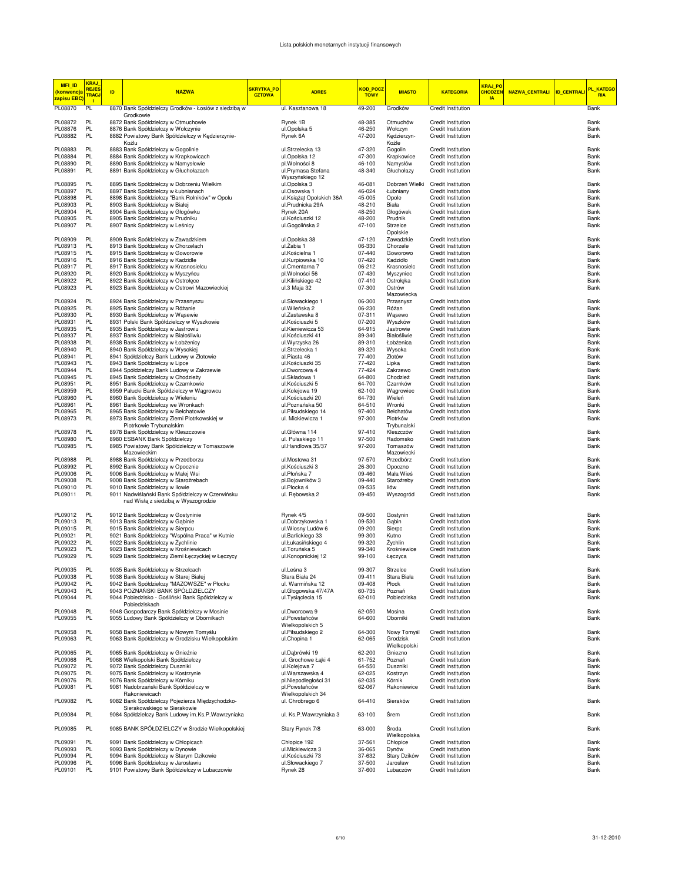| MFI_ID (konwencja zapisu EBC) | KRAJ_REJESTRACJI | ID | NAZWA | SKRYTKA_POCZTOWA | ADRES | KOD_POCZTOWY | MIASTO | KATEGORIA | KRAJ_POCHODZENIA | NAZWA_CENTRALI | ID_CENTRALI | PL_KATEGORIA |
|---|---|---|---|---|---|---|---|---|---|---|---|---|
| PL08870 | PL | 8870 | Bank Spółdzielczy Grodków - Łosiów z siedzibą w Grodkowie | | ul. Kasztanowa 18 | 49-200 | Grodków | Credit Institution | | | | Bank |
| PL08872 | PL | 8872 | Bank Spółdzielczy w Otmuchowie | | Rynek 1B | 48-385 | Otmuchów | Credit Institution | | | | Bank |
| PL08876 | PL | 8876 | Bank Spółdzielczy w Wołczynie | | ul.Opolska 5 | 46-250 | Wołczyn | Credit Institution | | | | Bank |
| PL08882 | PL | 8882 | Powiatowy Bank Spółdzielczy w Kędzierzynie-Koźlu | | Rynek 6A | 47-200 | Kędzierzyn-Koźle | Credit Institution | | | | Bank |
| PL08883 | PL | 8883 | Bank Spółdzielczy w Gogolinie | | ul.Strzelecka 13 | 47-320 | Gogolin | Credit Institution | | | | Bank |
| PL08884 | PL | 8884 | Bank Spółdzielczy w Krapkowicach | | ul.Opolska 12 | 47-300 | Krapkowice | Credit Institution | | | | Bank |
| PL08890 | PL | 8890 | Bank Spółdzielczy w Namysłowie | | pl.Wolności 8 | 46-100 | Namysłów | Credit Institution | | | | Bank |
| PL08891 | PL | 8891 | Bank Spółdzielczy w Głuchołazach | | ul.Prymasa Stefana Wyszyńskiego 12 | 48-340 | Głuchołazy | Credit Institution | | | | Bank |
| PL08895 | PL | 8895 | Bank Spółdzielczy w Dobrzeniu Wielkim | | ul.Opolska 3 | 46-081 | Dobrzeń Wielki | Credit Institution | | | | Bank |
| PL08897 | PL | 8897 | Bank Spółdzielczy w Łubnianach | | ul.Osowska 1 | 46-024 | Łubniany | Credit Institution | | | | Bank |
| PL08898 | PL | 8898 | Bank Spółdzielczy "Bank Rolników" w Opolu | | ul.Książąt Opolskich 36A | 45-005 | Opole | Credit Institution | | | | Bank |
| PL08903 | PL | 8903 | Bank Spółdzielczy w Białej | | ul.Prudnicka 29A | 48-210 | Biała | Credit Institution | | | | Bank |
| PL08904 | PL | 8904 | Bank Spółdzielczy w Głogówku | | Rynek 20A | 48-250 | Głogówek | Credit Institution | | | | Bank |
| PL08905 | PL | 8905 | Bank Spółdzielczy w Prudniku | | ul.Kościuszki 12 | 48-200 | Prudnik | Credit Institution | | | | Bank |
| PL08907 | PL | 8907 | Bank Spółdzielczy w Leśnicy | | ul.Gogolińska 2 | 47-100 | Strzelce Opolskie | Credit Institution | | | | Bank |
| PL08909 | PL | 8909 | Bank Spółdzielczy w Zawadzkiem | | ul.Opolska 38 | 47-120 | Zawadzkie | Credit Institution | | | | Bank |
| PL08913 | PL | 8913 | Bank Spółdzielczy w Chorzelach | | ul.Żabia 1 | 06-330 | Chorzele | Credit Institution | | | | Bank |
| PL08915 | PL | 8915 | Bank Spółdzielczy w Goworowie | | ul.Kościelna 1 | 07-440 | Goworowo | Credit Institution | | | | Bank |
| PL08916 | PL | 8916 | Bank Spółdzielczy w Kadzidle | | ul.Kurpiowska 10 | 07-420 | Kadzidło | Credit Institution | | | | Bank |
| PL08917 | PL | 8917 | Bank Spółdzielczy w Krasnosielcu | | ul.Cmentarna 7 | 06-212 | Krasnosielc | Credit Institution | | | | Bank |
| PL08920 | PL | 8920 | Bank Spółdzielczy w Myszyńcu | | pl.Wolności 56 | 07-430 | Myszyniec | Credit Institution | | | | Bank |
| PL08922 | PL | 8922 | Bank Spółdzielczy w Ostrołęce | | ul.Kilińskiego 42 | 07-410 | Ostrołęka | Credit Institution | | | | Bank |
| PL08923 | PL | 8923 | Bank Spółdzielczy w Ostrowi Mazowieckiej | | ul.3 Maja 32 | 07-300 | Ostrów Mazowiecka | Credit Institution | | | | Bank |
| PL08924 | PL | 8924 | Bank Spółdzielczy w Przasnyszu | | ul.Słowackiego 1 | 06-300 | Przasnysz | Credit Institution | | | | Bank |
| PL08925 | PL | 8925 | Bank Spółdzielczy w Różanie | | ul.Wileńska 2 | 06-230 | Różan | Credit Institution | | | | Bank |
| PL08930 | PL | 8930 | Bank Spółdzielczy w Wąsewie | | ul.Zastawska 8 | 07-311 | Wąsewo | Credit Institution | | | | Bank |
| PL08931 | PL | 8931 | Polski Bank Spółdzielczy w Wyszkowie | | ul.Kościuszki 5 | 07-200 | Wyszków | Credit Institution | | | | Bank |
| PL08935 | PL | 8935 | Bank Spółdzielczy w Jastrowiu | | ul.Kieniewicza 53 | 64-915 | Jastrowie | Credit Institution | | | | Bank |
| PL08937 | PL | 8937 | Bank Spółdzielczy w Białośliwiu | | ul.Kościuszki 41 | 89-340 | Białośliwie | Credit Institution | | | | Bank |
| PL08938 | PL | 8938 | Bank Spółdzielczy w Łobżenicy | | ul.Wyrzyska 26 | 89-310 | Łobżenica | Credit Institution | | | | Bank |
| PL08940 | PL | 8940 | Bank Spółdzielczy w Wysokiej | | ul.Strzelecka 1 | 89-320 | Wysoka | Credit Institution | | | | Bank |
| PL08941 | PL | 8941 | Spółdzielczy Bank Ludowy w Złotowie | | al.Piasta 46 | 77-400 | Złotów | Credit Institution | | | | Bank |
| PL08943 | PL | 8943 | Bank Spółdzielczy w Lipce | | ul.Kościuszki 35 | 77-420 | Lipka | Credit Institution | | | | Bank |
| PL08944 | PL | 8944 | Spółdzielczy Bank Ludowy w Zakrzewie | | ul.Dworcowa 4 | 77-424 | Zakrzewo | Credit Institution | | | | Bank |
| PL08945 | PL | 8945 | Bank Spółdzielczy w Chodzieży | | ul.Składowa 1 | 64-800 | Chodzież | Credit Institution | | | | Bank |
| PL08951 | PL | 8951 | Bank Spółdzielczy w Czarnkowie | | ul.Kościuszki 5 | 64-700 | Czarnków | Credit Institution | | | | Bank |
| PL08959 | PL | 8959 | Pałucki Bank Spółdzielczy w Wągrowcu | | ul.Kolejowa 19 | 62-100 | Wągrowiec | Credit Institution | | | | Bank |
| PL08960 | PL | 8960 | Bank Spółdzielczy w Wieleniu | | ul.Kościuszki 20 | 64-730 | Wieleń | Credit Institution | | | | Bank |
| PL08961 | PL | 8961 | Bank Spółdzielczy we Wronkach | | ul.Poznańska 50 | 64-510 | Wronki | Credit Institution | | | | Bank |
| PL08965 | PL | 8965 | Bank Spółdzielczy w Bełchatowie | | ul.Piłsudskiego 14 | 97-400 | Bełchatów | Credit Institution | | | | Bank |
| PL08973 | PL | 8973 | Bank Spółdzielczy Ziemi Piotrkowskiej w Piotrkowie Trybunalskim | | ul. Mickiewicza 1 | 97-300 | Piotrków Trybunalski | Credit Institution | | | | Bank |
| PL08978 | PL | 8978 | Bank Spółdzielczy w Kleszczowie | | ul.Główna 114 | 97-410 | Kleszczów | Credit Institution | | | | Bank |
| PL08980 | PL | 8980 | ESBANK Bank Spółdzielczy | | ul. Pułaskiego 11 | 97-500 | Radomsko | Credit Institution | | | | Bank |
| PL08985 | PL | 8985 | Powiatowy Bank Spółdzielczy w Tomaszowie Mazowieckim | | ul.Handlowa 35/37 | 97-200 | Tomaszów Mazowiecki | Credit Institution | | | | Bank |
| PL08988 | PL | 8988 | Bank Spółdzielczy w Przedborzu | | ul.Mostowa 31 | 97-570 | Przedbórz | Credit Institution | | | | Bank |
| PL08992 | PL | 8992 | Bank Spółdzielczy w Opocznie | | pl.Kościuszki 3 | 26-300 | Opoczno | Credit Institution | | | | Bank |
| PL09006 | PL | 9006 | Bank Spółdzielczy w Małej Wsi | | ul.Płońska 7 | 09-460 | Mała Wieś | Credit Institution | | | | Bank |
| PL09008 | PL | 9008 | Bank Spółdzielczy w Staroźrebach | | pl.Bojowników 3 | 09-440 | Staroźreby | Credit Institution | | | | Bank |
| PL09010 | PL | 9010 | Bank Spółdzielczy w Iłowie | | ul.Płocka 4 | 09-535 | Iłów | Credit Institution | | | | Bank |
| PL09011 | PL | 9011 | Nadwiślański Bank Spółdzielczy w Czerwińsku nad Wisłą z siedzibą w Wyszogrodzie | | ul. Rębowska 2 | 09-450 | Wyszogród | Credit Institution | | | | Bank |
| PL09012 | PL | 9012 | Bank Spółdzielczy w Gostyninie | | Rynek 4/5 | 09-500 | Gostynin | Credit Institution | | | | Bank |
| PL09013 | PL | 9013 | Bank Spółdzielczy w Gąbinie | | ul.Dobrzykowska 1 | 09-530 | Gąbin | Credit Institution | | | | Bank |
| PL09015 | PL | 9015 | Bank Spółdzielczy w Sierpcu | | ul.Wiosny Ludów 6 | 09-200 | Sierpc | Credit Institution | | | | Bank |
| PL09021 | PL | 9021 | Bank Spółdzielczy "Wspólna Praca" w Kutnie | | ul.Barlickiego 33 | 99-300 | Kutno | Credit Institution | | | | Bank |
| PL09022 | PL | 9022 | Bank Spółdzielczy w Żychlinie | | ul.Łukasińskiego 4 | 99-320 | Żychlin | Credit Institution | | | | Bank |
| PL09023 | PL | 9023 | Bank Spółdzielczy w Krośniewicach | | ul.Toruńska 5 | 99-340 | Krośniewice | Credit Institution | | | | Bank |
| PL09029 | PL | 9029 | Bank Spółdzielczy Ziemi Łęczyckiej w Łęczycy | | ul.Konopnickiej 12 | 99-100 | Łęczyca | Credit Institution | | | | Bank |
| PL09035 | PL | 9035 | Bank Spółdzielczy w Strzelcach | | ul.Leśna 3 | 99-307 | Strzelce | Credit Institution | | | | Bank |
| PL09038 | PL | 9038 | Bank Spółdzielczy w Starej Białej | | Stara Biała 24 | 09-411 | Stara Biała | Credit Institution | | | | Bank |
| PL09042 | PL | 9042 | Bank Spółdzielczy "MAZOWSZE" w Płocku | | ul. Warmińska 12 | 09-408 | Płock | Credit Institution | | | | Bank |
| PL09043 | PL | 9043 | POZNAŃSKI BANK SPÓŁDZIELCZY | | ul.Głogowska 47/47A | 60-735 | Poznań | Credit Institution | | | | Bank |
| PL09044 | PL | 9044 | Pobiedzisko - Gośliński Bank Spółdzielczy w Pobiedziskach | | ul.Tysiąclecia 15 | 62-010 | Pobiedziska | Credit Institution | | | | Bank |
| PL09048 | PL | 9048 | Gospodarczy Bank Spółdzielczy w Mosinie | | ul.Dworcowa 9 | 62-050 | Mosina | Credit Institution | | | | Bank |
| PL09055 | PL | 9055 | Ludowy Bank Spółdzielczy w Obornikach | | ul.Powstańców Wielkopolskich 5 | 64-600 | Oborniki | Credit Institution | | | | Bank |
| PL09058 | PL | 9058 | Bank Spółdzielczy w Nowym Tomyślu | | ul.Piłsudskiego 2 | 64-300 | Nowy Tomyśl | Credit Institution | | | | Bank |
| PL09063 | PL | 9063 | Bank Spółdzielczy w Grodzisku Wielkopolskim | | ul.Chopina 1 | 62-065 | Grodzisk Wielkopolski | Credit Institution | | | | Bank |
| PL09065 | PL | 9065 | Bank Spółdzielczy w Gnieźnie | | ul.Dąbrówki 19 | 62-200 | Gniezno | Credit Institution | | | | Bank |
| PL09068 | PL | 9068 | Wielkopolski Bank Spółdzielczy | | ul. Grochowe Łąki 4 | 61-752 | Poznań | Credit Institution | | | | Bank |
| PL09072 | PL | 9072 | Bank Spółdzielczy Duszniki | | ul.Kolejowa 7 | 64-550 | Duszniki | Credit Institution | | | | Bank |
| PL09075 | PL | 9075 | Bank Spółdzielczy w Kostrzynie | | ul.Warszawska 4 | 62-025 | Kostrzyn | Credit Institution | | | | Bank |
| PL09076 | PL | 9076 | Bank Spółdzielczy w Kórniku | | pl.Niepodległości 31 | 62-035 | Kórnik | Credit Institution | | | | Bank |
| PL09081 | PL | 9081 | Nadobrzański Bank Spółdzielczy w Rakoniewicach | | pl.Powstańców Wielkopolskich 34 | 62-067 | Rakoniewice | Credit Institution | | | | Bank |
| PL09082 | PL | 9082 | Bank Spółdzielczy Pojezierza Międzychodzko-Sierakowskiego w Sierakowie | | ul. Chrobrego 6 | 64-410 | Sieraków | Credit Institution | | | | Bank |
| PL09084 | PL | 9084 | Spółdzielczy Bank Ludowy im.Ks.P.Wawrzyniaka | | ul. Ks.P.Wawrzyniaka 3 | 63-100 | Śrem | Credit Institution | | | | Bank |
| PL09085 | PL | 9085 | BANK SPÓŁDZIELCZY w Środzie Wielkopolskiej | | Stary Rynek 7/8 | 63-000 | Środa Wielkopolska | Credit Institution | | | | Bank |
| PL09091 | PL | 9091 | Bank Spółdzielczy w Chłopicach | | Chłopice 192 | 37-561 | Chłopice | Credit Institution | | | | Bank |
| PL09093 | PL | 9093 | Bank Spółdzielczy w Dynowie | | ul.Mickiewicza 3 | 36-065 | Dynów | Credit Institution | | | | Bank |
| PL09094 | PL | 9094 | Bank Spółdzielczy w Starym Dzikowie | | ul.Kościuszki 73 | 37-632 | Stary Dzików | Credit Institution | | | | Bank |
| PL09096 | PL | 9096 | Bank Spółdzielczy w Jarosławiu | | ul.Słowackiego 7 | 37-500 | Jarosław | Credit Institution | | | | Bank |
| PL09101 | PL | 9101 | Powiatowy Bank Spółdzielczy w Lubaczowie | | Rynek 28 | 37-600 | Lubaczów | Credit Institution | | | | Bank |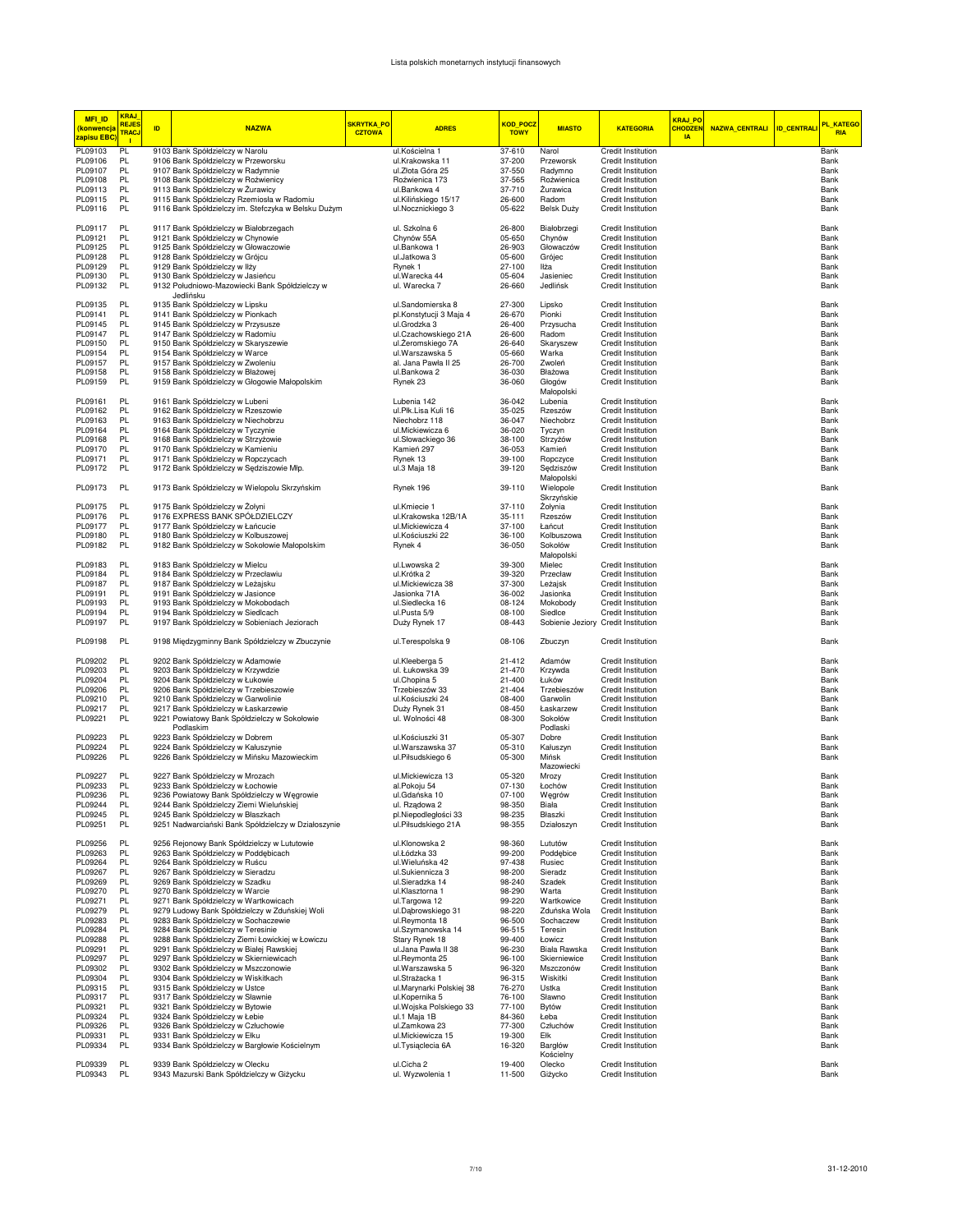Lista polskich monetarnych instytucji finansowych

| MFI_ID (konwencja zapisu EBC) | KRAJ_REJESTRACJI | ID | NAZWA | SKRYTKA_POCZTOWA | ADRES | KOD_POCZTOWY | MIASTO | KATEGORIA | KRAJ_POCHODZENIA | NAZWA_CENTRALI | ID_CENTRALI | PL_KATEGORIA |
|---|---|---|---|---|---|---|---|---|---|---|---|---|
| PL09103 | PL | 9103 | Bank Spółdzielczy w Narolu | | ul.Kościelna 1 | 37-610 | Narol | Credit Institution | | | | Bank |
| PL09106 | PL | 9106 | Bank Spółdzielczy w Przeworsku | | ul.Krakowska 11 | 37-200 | Przeworsk | Credit Institution | | | | Bank |
| PL09107 | PL | 9107 | Bank Spółdzielczy w Radymnie | | ul.Złota Góra 25 | 37-550 | Radymno | Credit Institution | | | | Bank |
| PL09108 | PL | 9108 | Bank Spółdzielczy w Rożwienicy | | Rożwienica 173 | 37-565 | Rożwienica | Credit Institution | | | | Bank |
| PL09113 | PL | 9113 | Bank Spółdzielczy w Żurawicy | | ul.Bankowa 4 | 37-710 | Żurawica | Credit Institution | | | | Bank |
| PL09115 | PL | 9115 | Bank Spółdzielczy Rzemiosła w Radomiu | | ul.Kilińskiego 15/17 | 26-600 | Radom | Credit Institution | | | | Bank |
| PL09116 | PL | 9116 | Bank Spółdzielczy im. Stefczyka w Belsku Dużym | | ul.Nocznickiego 3 | 05-622 | Belsk Duży | Credit Institution | | | | Bank |
| PL09117 | PL | 9117 | Bank Spółdzielczy w Białobrzegach | | ul. Szkolna 6 | 26-800 | Białobrzegi | Credit Institution | | | | Bank |
| PL09121 | PL | 9121 | Bank Spółdzielczy w Chynowie | | Chynów 55A | 05-650 | Chynów | Credit Institution | | | | Bank |
| PL09125 | PL | 9125 | Bank Spółdzielczy w Głowaczowie | | ul.Bankowa 1 | 26-903 | Głowaczów | Credit Institution | | | | Bank |
| PL09128 | PL | 9128 | Bank Spółdzielczy w Grójcu | | ul.Jatkowa 3 | 05-600 | Grójec | Credit Institution | | | | Bank |
| PL09129 | PL | 9129 | Bank Spółdzielczy w Iłży | | Rynek 1 | 27-100 | Iłża | Credit Institution | | | | Bank |
| PL09130 | PL | 9130 | Bank Spółdzielczy w Jasieńcu | | ul.Warecka 44 | 05-604 | Jasieniec | Credit Institution | | | | Bank |
| PL09132 | PL | 9132 | Południowo-Mazowiecki Bank Spółdzielczy w Jedlińsku | | ul. Warecka 7 | 26-660 | Jedlińsk | Credit Institution | | | | Bank |
| PL09135 | PL | 9135 | Bank Spółdzielczy w Lipsku | | ul.Sandomierska 8 | 27-300 | Lipsko | Credit Institution | | | | Bank |
| PL09141 | PL | 9141 | Bank Spółdzielczy w Pionkach | | pl.Konstytucji 3 Maja 4 | 26-670 | Pionki | Credit Institution | | | | Bank |
| PL09145 | PL | 9145 | Bank Spółdzielczy w Przysusze | | ul.Grodzka 3 | 26-400 | Przysucha | Credit Institution | | | | Bank |
| PL09147 | PL | 9147 | Bank Spółdzielczy w Radomiu | | ul.Czachowskiego 21A | 26-600 | Radom | Credit Institution | | | | Bank |
| PL09150 | PL | 9150 | Bank Spółdzielczy w Skaryszewie | | ul.Żeromskiego 7A | 26-640 | Skaryszew | Credit Institution | | | | Bank |
| PL09154 | PL | 9154 | Bank Spółdzielczy w Warce | | ul.Warszawska 5 | 05-660 | Warka | Credit Institution | | | | Bank |
| PL09157 | PL | 9157 | Bank Spółdzielczy w Zwoleniu | | al. Jana Pawła II 25 | 26-700 | Zwoleń | Credit Institution | | | | Bank |
| PL09158 | PL | 9158 | Bank Spółdzielczy w Błażowej | | ul.Bankowa 2 | 36-030 | Błażowa | Credit Institution | | | | Bank |
| PL09159 | PL | 9159 | Bank Spółdzielczy w Głogowie Małopolskim | | Rynek 23 | 36-060 | Głogów Małopolski | Credit Institution | | | | Bank |
| PL09161 | PL | 9161 | Bank Spółdzielczy w Lubeni | | Lubenia 142 | 36-042 | Lubenia | Credit Institution | | | | Bank |
| PL09162 | PL | 9162 | Bank Spółdzielczy w Rzeszowie | | ul.Płk.Lisa Kuli 16 | 35-025 | Rzeszów | Credit Institution | | | | Bank |
| PL09163 | PL | 9163 | Bank Spółdzielczy w Niechobrzu | | Niechobrz 118 | 36-047 | Niechobrz | Credit Institution | | | | Bank |
| PL09164 | PL | 9164 | Bank Spółdzielczy w Tyczynie | | ul.Mickiewicza 6 | 36-020 | Tyczyn | Credit Institution | | | | Bank |
| PL09168 | PL | 9168 | Bank Spółdzielczy w Strzyżowie | | ul.Słowackiego 36 | 38-100 | Strzyżów | Credit Institution | | | | Bank |
| PL09170 | PL | 9170 | Bank Spółdzielczy w Kamieniu | | Kamień 297 | 36-053 | Kamień | Credit Institution | | | | Bank |
| PL09171 | PL | 9171 | Bank Spółdzielczy w Ropczycach | | Rynek 13 | 39-100 | Ropczyce | Credit Institution | | | | Bank |
| PL09172 | PL | 9172 | Bank Spółdzielczy w Sędziszowie Młp. | | ul.3 Maja 18 | 39-120 | Sędziszów Małopolski | Credit Institution | | | | Bank |
| PL09173 | PL | 9173 | Bank Spółdzielczy w Wielopolu Skrzyńskim | | Rynek 196 | 39-110 | Wielopole Skrzyńskie | Credit Institution | | | | Bank |
| PL09175 | PL | 9175 | Bank Spółdzielczy w Żołyni | | ul.Kmiecie 1 | 37-110 | Żołynia | Credit Institution | | | | Bank |
| PL09176 | PL | 9176 | EXPRESS BANK SPÓŁDZIELCZY | | ul.Krakowska 12B/1A | 35-111 | Rzeszów | Credit Institution | | | | Bank |
| PL09177 | PL | 9177 | Bank Spółdzielczy w Łańcucie | | ul.Mickiewicza 4 | 37-100 | Łańcut | Credit Institution | | | | Bank |
| PL09180 | PL | 9180 | Bank Spółdzielczy w Kolbuszowej | | ul.Kościuszki 22 | 36-100 | Kolbuszowa | Credit Institution | | | | Bank |
| PL09182 | PL | 9182 | Bank Spółdzielczy w Sokołowie Małopolskim | | Rynek 4 | 36-050 | Sokołów Małopolski | Credit Institution | | | | Bank |
| PL09183 | PL | 9183 | Bank Spółdzielczy w Mielcu | | ul.Lwowska 2 | 39-300 | Mielec | Credit Institution | | | | Bank |
| PL09184 | PL | 9184 | Bank Spółdzielczy w Przecławiu | | ul.Krótka 2 | 39-320 | Przecław | Credit Institution | | | | Bank |
| PL09187 | PL | 9187 | Bank Spółdzielczy w Leżajsku | | ul.Mickiewicza 38 | 37-300 | Leżajsk | Credit Institution | | | | Bank |
| PL09191 | PL | 9191 | Bank Spółdzielczy w Jasionce | | Jasionka 71A | 36-002 | Jasionka | Credit Institution | | | | Bank |
| PL09193 | PL | 9193 | Bank Spółdzielczy w Mokobodach | | ul.Siedlecka 16 | 08-124 | Mokobody | Credit Institution | | | | Bank |
| PL09194 | PL | 9194 | Bank Spółdzielczy w Siedlcach | | ul.Pusta 5/9 | 08-100 | Siedlce | Credit Institution | | | | Bank |
| PL09197 | PL | 9197 | Bank Spółdzielczy w Sobieniach Jeziorach | | Duży Rynek 17 | 08-443 | Sobienie Jeziory | Credit Institution | | | | Bank |
| PL09198 | PL | 9198 | Międzygminny Bank Spółdzielczy w Zbuczynie | | ul.Terespolska 9 | 08-106 | Zbuczyn | Credit Institution | | | | Bank |
| PL09202 | PL | 9202 | Bank Spółdzielczy w Adamowie | | ul.Kleeberga 5 | 21-412 | Adamów | Credit Institution | | | | Bank |
| PL09203 | PL | 9203 | Bank Spółdzielczy w Krzywdzie | | ul. Łukowska 39 | 21-470 | Krzywda | Credit Institution | | | | Bank |
| PL09204 | PL | 9204 | Bank Spółdzielczy w Łukowie | | ul.Chopina 5 | 21-400 | Łuków | Credit Institution | | | | Bank |
| PL09206 | PL | 9206 | Bank Spółdzielczy w Trzebieszowie | | Trzebieszów 33 | 21-404 | Trzebieszów | Credit Institution | | | | Bank |
| PL09210 | PL | 9210 | Bank Spółdzielczy w Garwolinie | | ul.Kościuszki 24 | 08-400 | Garwolin | Credit Institution | | | | Bank |
| PL09217 | PL | 9217 | Bank Spółdzielczy w Łaskarzewie | | Duży Rynek 31 | 08-450 | Łaskarzew | Credit Institution | | | | Bank |
| PL09221 | PL | 9221 | Powiatowy Bank Spółdzielczy w Sokołowie Podlaskim | | ul. Wolności 48 | 08-300 | Sokołów Podlaski | Credit Institution | | | | Bank |
| PL09223 | PL | 9223 | Bank Spółdzielczy w Dobrem | | ul.Kościuszki 31 | 05-307 | Dobre | Credit Institution | | | | Bank |
| PL09224 | PL | 9224 | Bank Spółdzielczy w Kałuszynie | | ul.Warszawska 37 | 05-310 | Kałuszyn | Credit Institution | | | | Bank |
| PL09226 | PL | 9226 | Bank Spółdzielczy w Mińsku Mazowieckim | | ul.Piłsudskiego 6 | 05-300 | Mińsk Mazowiecki | Credit Institution | | | | Bank |
| PL09227 | PL | 9227 | Bank Spółdzielczy w Mrozach | | ul.Mickiewicza 13 | 05-320 | Mrozy | Credit Institution | | | | Bank |
| PL09233 | PL | 9233 | Bank Spółdzielczy w Łochowie | | al.Pokoju 54 | 07-130 | Łochów | Credit Institution | | | | Bank |
| PL09236 | PL | 9236 | Powiatowy Bank Spółdzielczy w Węgrowie | | ul.Gdańska 10 | 07-100 | Węgrów | Credit Institution | | | | Bank |
| PL09244 | PL | 9244 | Bank Spółdzielczy Ziemi Wieluńskiej | | ul. Rządowa 2 | 98-350 | Biała | Credit Institution | | | | Bank |
| PL09245 | PL | 9245 | Bank Spółdzielczy w Błaszkach | | pl.Niepodległości 33 | 98-235 | Błaszki | Credit Institution | | | | Bank |
| PL09251 | PL | 9251 | Nadwarciański Bank Spółdzielczy w Działoszynie | | ul.Piłsudskiego 21A | 98-355 | Działoszyn | Credit Institution | | | | Bank |
| PL09256 | PL | 9256 | Rejonowy Bank Spółdzielczy w Lututowie | | ul.Klonowska 2 | 98-360 | Lututów | Credit Institution | | | | Bank |
| PL09263 | PL | 9263 | Bank Spółdzielczy w Poddębicach | | ul.Łódzka 33 | 99-200 | Poddębice | Credit Institution | | | | Bank |
| PL09264 | PL | 9264 | Bank Spółdzielczy w Ruścu | | ul.Wieluńska 42 | 97-438 | Rusiec | Credit Institution | | | | Bank |
| PL09267 | PL | 9267 | Bank Spółdzielczy w Sieradzu | | ul.Sukiennicza 3 | 98-200 | Sieradz | Credit Institution | | | | Bank |
| PL09269 | PL | 9269 | Bank Spółdzielczy w Szadku | | ul.Sieradzka 14 | 98-240 | Szadek | Credit Institution | | | | Bank |
| PL09270 | PL | 9270 | Bank Spółdzielczy w Warcie | | ul.Klasztorna 1 | 98-290 | Warta | Credit Institution | | | | Bank |
| PL09271 | PL | 9271 | Bank Spółdzielczy w Wartkowicach | | ul.Targowa 12 | 99-220 | Wartkowice | Credit Institution | | | | Bank |
| PL09279 | PL | 9279 | Ludowy Bank Spółdzielczy w Zduńskiej Woli | | ul.Dąbrowskiego 31 | 98-220 | Zduńska Wola | Credit Institution | | | | Bank |
| PL09283 | PL | 9283 | Bank Spółdzielczy w Sochaczewie | | ul.Reymonta 18 | 96-500 | Sochaczew | Credit Institution | | | | Bank |
| PL09284 | PL | 9284 | Bank Spółdzielczy w Teresinie | | ul.Szymanowska 14 | 96-515 | Teresin | Credit Institution | | | | Bank |
| PL09288 | PL | 9288 | Bank Spółdzielczy Ziemi Łowickiej w Łowiczu | | Stary Rynek 18 | 99-400 | Łowicz | Credit Institution | | | | Bank |
| PL09291 | PL | 9291 | Bank Spółdzielczy w Białej Rawskiej | | ul.Jana Pawła II 38 | 96-230 | Biała Rawska | Credit Institution | | | | Bank |
| PL09297 | PL | 9297 | Bank Spółdzielczy w Skierniewicach | | ul.Reymonta 25 | 96-100 | Skierniewice | Credit Institution | | | | Bank |
| PL09302 | PL | 9302 | Bank Spółdzielczy w Mszczonowie | | ul.Warszawska 5 | 96-320 | Mszczonów | Credit Institution | | | | Bank |
| PL09304 | PL | 9304 | Bank Spółdzielczy w Wiskitkach | | ul.Strażacka 1 | 96-315 | Wiskitki | Credit Institution | | | | Bank |
| PL09315 | PL | 9315 | Bank Spółdzielczy w Ustce | | ul.Marynarki Polskiej 38 | 76-270 | Ustka | Credit Institution | | | | Bank |
| PL09317 | PL | 9317 | Bank Spółdzielczy w Sławnie | | ul.Kopernika 5 | 76-100 | Sławno | Credit Institution | | | | Bank |
| PL09321 | PL | 9321 | Bank Spółdzielczy w Bytowie | | ul.Wojska Polskiego 33 | 77-100 | Bytów | Credit Institution | | | | Bank |
| PL09324 | PL | 9324 | Bank Spółdzielczy w Łebie | | ul.1 Maja 1B | 84-360 | Łeba | Credit Institution | | | | Bank |
| PL09326 | PL | 9326 | Bank Spółdzielczy w Człuchowie | | ul.Zamkowa 23 | 77-300 | Człuchów | Credit Institution | | | | Bank |
| PL09331 | PL | 9331 | Bank Spółdzielczy w Ełku | | ul.Mickiewicza 15 | 19-300 | Ełk | Credit Institution | | | | Bank |
| PL09334 | PL | 9334 | Bank Spółdzielczy w Bargłowie Kościelnym | | ul.Tysiąclecia 6A | 16-320 | Bargłów Kościelny | Credit Institution | | | | Bank |
| PL09339 | PL | 9339 | Bank Spółdzielczy w Olecku | | ul.Cicha 2 | 19-400 | Olecko | Credit Institution | | | | Bank |
| PL09343 | PL | 9343 | Mazurski Bank Spółdzielczy w Giżycku | | ul. Wyzwolenia 1 | 11-500 | Giżycko | Credit Institution | | | | Bank |

31-12-2010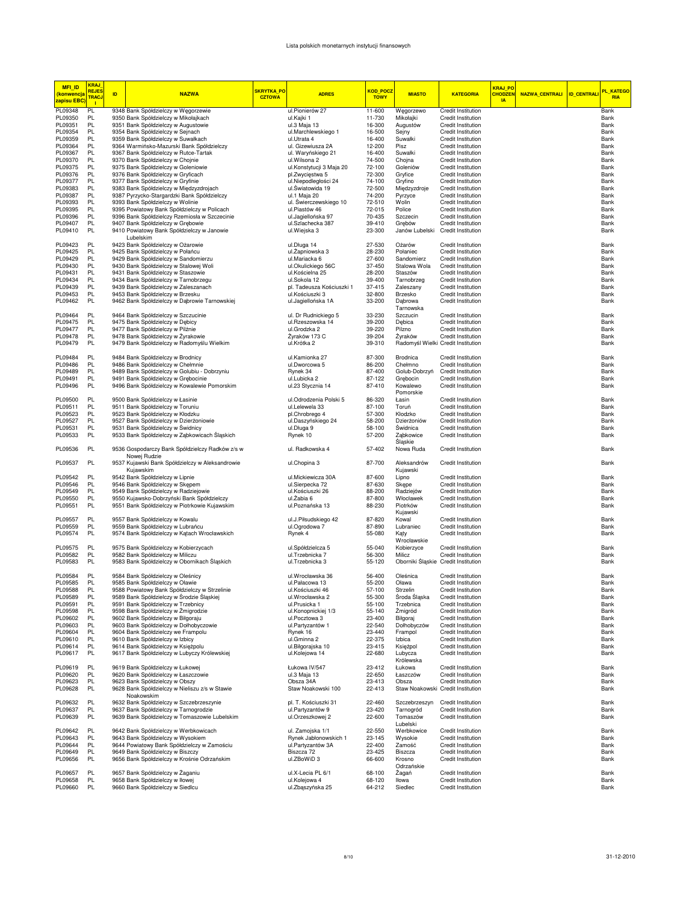# Lista polskich monetarnych instytucji finansowych

| MFI_ID (konwencja zapisu EBC) | KRAJ_REJESTRACJI | ID | NAZWA | SKRYTKA_POCZTOWA | ADRES | KOD_POCZTOWY | MIASTO | KATEGORIA | KRAJ_POCHODZENIA | NAZWA_CENTRALI | ID_CENTRALI | PL_KATEGORIA |
|---|---|---|---|---|---|---|---|---|---|---|---|---|
| PL09348 | PL | 9348 | Bank Spółdzielczy w Węgorzewie | | ul.Pionierów 27 | 11-600 | Węgorzewo | Credit Institution | | | | Bank |
| PL09350 | PL | 9350 | Bank Spółdzielczy w Mikołajkach | | ul.Kajki 1 | 11-730 | Mikołajki | Credit Institution | | | | Bank |
| PL09351 | PL | 9351 | Bank Spółdzielczy w Augustowie | | ul.3 Maja 13 | 16-300 | Augustów | Credit Institution | | | | Bank |
| PL09354 | PL | 9354 | Bank Spółdzielczy w Sejnach | | ul.Marchlewskiego 1 | 16-500 | Sejny | Credit Institution | | | | Bank |
| PL09359 | PL | 9359 | Bank Spółdzielczy w Suwałkach | | ul.Utrata 4 | 16-400 | Suwałki | Credit Institution | | | | Bank |
| PL09364 | PL | 9364 | Warmińsko-Mazurski Bank Spółdzielczy | | ul. Gizewiusza 2A | 12-200 | Pisz | Credit Institution | | | | Bank |
| PL09367 | PL | 9367 | Bank Spółdzielczy w Rutce-Tartak | | ul. Waryńskiego 21 | 16-400 | Suwałki | Credit Institution | | | | Bank |
| PL09370 | PL | 9370 | Bank Spółdzielczy w Chojnie | | ul.Wilsona 2 | 74-500 | Chojna | Credit Institution | | | | Bank |
| PL09375 | PL | 9375 | Bank Spółdzielczy w Goleniowie | | ul.Konstytucji 3 Maja 20 | 72-100 | Goleniów | Credit Institution | | | | Bank |
| PL09376 | PL | 9376 | Bank Spółdzielczy w Gryficach | | pl.Zwycięstwa 5 | 72-300 | Gryfice | Credit Institution | | | | Bank |
| PL09377 | PL | 9377 | Bank Spółdzielczy w Gryfinie | | ul.Niepodległości 24 | 74-100 | Gryfino | Credit Institution | | | | Bank |
| PL09383 | PL | 9383 | Bank Spółdzielczy w Międzyzdrojach | | ul.Światowida 19 | 72-500 | Międzyzdroje | Credit Institution | | | | Bank |
| PL09387 | PL | 9387 | Pyrzycko-Stargardzki Bank Spółdzielczy | | ul.1 Maja 20 | 74-200 | Pyrzyce | Credit Institution | | | | Bank |
| PL09393 | PL | 9393 | Bank Spółdzielczy w Wolinie | | ul. Świerczewskiego 10 | 72-510 | Wolin | Credit Institution | | | | Bank |
| PL09395 | PL | 9395 | Powiatowy Bank Spółdzielczy w Policach | | ul.Piastów 46 | 72-015 | Police | Credit Institution | | | | Bank |
| PL09396 | PL | 9396 | Bank Spółdzielczy Rzemiosła w Szczecinie | | ul.Jagiellońska 97 | 70-435 | Szczecin | Credit Institution | | | | Bank |
| PL09407 | PL | 9407 | Bank Spółdzielczy w Grębowie | | ul.Szlachecka 387 | 39-410 | Grębów | Credit Institution | | | | Bank |
| PL09410 | PL | 9410 | Powiatowy Bank Spółdzielczy w Janowie Lubelskim | | ul.Wiejska 3 | 23-300 | Janów Lubelski | Credit Institution | | | | Bank |
| PL09423 | PL | 9423 | Bank Spółdzielczy w Ożarowie | | ul.Długa 14 | 27-530 | Ożarów | Credit Institution | | | | Bank |
| PL09425 | PL | 9425 | Bank Spółdzielczy w Połańcu | | ul.Zapniowska 3 | 28-230 | Połaniec | Credit Institution | | | | Bank |
| PL09429 | PL | 9429 | Bank Spółdzielczy w Sandomierzu | | ul.Mariacka 6 | 27-600 | Sandomierz | Credit Institution | | | | Bank |
| PL09430 | PL | 9430 | Bank Spółdzielczy w Stalowej Woli | | ul.Okulickiego 56C | 37-450 | Stalowa Wola | Credit Institution | | | | Bank |
| PL09431 | PL | 9431 | Bank Spółdzielczy w Staszowie | | ul.Kościelna 25 | 28-200 | Staszów | Credit Institution | | | | Bank |
| PL09434 | PL | 9434 | Bank Spółdzielczy w Tarnobrzegu | | ul.Sokola 12 | 39-400 | Tarnobrzeg | Credit Institution | | | | Bank |
| PL09439 | PL | 9439 | Bank Spółdzielczy w Zaleszanach | | pl. Tadeusza Kościuszki 1 | 37-415 | Zaleszany | Credit Institution | | | | Bank |
| PL09453 | PL | 9453 | Bank Spółdzielczy w Brzesku | | ul.Kościuszki 3 | 32-800 | Brzesko | Credit Institution | | | | Bank |
| PL09462 | PL | 9462 | Bank Spółdzielczy w Dąbrowie Tarnowskiej | | ul.Jagiellońska 1A | 33-200 | Dąbrowa Tarnowska | Credit Institution | | | | Bank |
| PL09464 | PL | 9464 | Bank Spółdzielczy w Szczucinie | | ul. Dr Rudnickiego 5 | 33-230 | Szczucin | Credit Institution | | | | Bank |
| PL09475 | PL | 9475 | Bank Spółdzielczy w Dębicy | | ul.Rzeszowska 14 | 39-200 | Dębica | Credit Institution | | | | Bank |
| PL09477 | PL | 9477 | Bank Spółdzielczy w Pilźnie | | ul.Grodzka 2 | 39-220 | Pilzno | Credit Institution | | | | Bank |
| PL09478 | PL | 9478 | Bank Spółdzielczy w Żyrakowie | | Żyraków 173 C | 39-204 | Żyraków | Credit Institution | | | | Bank |
| PL09479 | PL | 9479 | Bank Spółdzielczy w Radomyślu Wielkim | | ul.Krótka 2 | 39-310 | Radomyśl Wielki | Credit Institution | | | | Bank |
| PL09484 | PL | 9484 | Bank Spółdzielczy w Brodnicy | | ul.Kamionka 27 | 87-300 | Brodnica | Credit Institution | | | | Bank |
| PL09486 | PL | 9486 | Bank Spółdzielczy w Chełmnie | | ul.Dworcowa 5 | 86-200 | Chełmno | Credit Institution | | | | Bank |
| PL09489 | PL | 9489 | Bank Spółdzielczy w Golubiu - Dobrzyniu | | Rynek 34 | 87-400 | Golub-Dobrzyń | Credit Institution | | | | Bank |
| PL09491 | PL | 9491 | Bank Spółdzielczy w Grębocinie | | ul.Lubicka 2 | 87-122 | Grębocin | Credit Institution | | | | Bank |
| PL09496 | PL | 9496 | Bank Spółdzielczy w Kowalewie Pomorskim | | ul.23 Stycznia 14 | 87-410 | Kowalewo Pomorskie | Credit Institution | | | | Bank |
| PL09500 | PL | 9500 | Bank Spółdzielczy w Łasinie | | ul.Odrodzenia Polski 5 | 86-320 | Łasin | Credit Institution | | | | Bank |
| PL09511 | PL | 9511 | Bank Spółdzielczy w Toruniu | | ul.Lelewela 33 | 87-100 | Toruń | Credit Institution | | | | Bank |
| PL09523 | PL | 9523 | Bank Spółdzielczy w Kłodzku | | pl.Chrobrego 4 | 57-300 | Kłodzko | Credit Institution | | | | Bank |
| PL09527 | PL | 9527 | Bank Spółdzielczy w Dzierżoniowie | | ul.Daszyńskiego 24 | 58-200 | Dzierżoniów | Credit Institution | | | | Bank |
| PL09531 | PL | 9531 | Bank Spółdzielczy w Świdnicy | | ul.Długa 9 | 58-100 | Świdnica | Credit Institution | | | | Bank |
| PL09533 | PL | 9533 | Bank Spółdzielczy w Ząbkowicach Śląskich | | Rynek 10 | 57-200 | Ząbkowice Śląskie | Credit Institution | | | | Bank |
| PL09536 | PL | 9536 | Gospodarczy Bank Spółdzielczy Radków z/s w Nowej Rudzie | | ul. Radkowska 4 | 57-402 | Nowa Ruda | Credit Institution | | | | Bank |
| PL09537 | PL | 9537 | Kujawski Bank Spółdzielczy w Aleksandrowie Kujawskim | | ul.Chopina 3 | 87-700 | Aleksandrów Kujawski | Credit Institution | | | | Bank |
| PL09542 | PL | 9542 | Bank Spółdzielczy w Lipnie | | ul.Mickiewicza 30A | 87-600 | Lipno | Credit Institution | | | | Bank |
| PL09546 | PL | 9546 | Bank Spółdzielczy w Skępem | | ul.Sierpecka 72 | 87-630 | Skępe | Credit Institution | | | | Bank |
| PL09549 | PL | 9549 | Bank Spółdzielczy w Radziejowie | | ul.Kościuszki 26 | 88-200 | Radziejów | Credit Institution | | | | Bank |
| PL09550 | PL | 9550 | Kujawsko-Dobrzyński Bank Spółdzielczy | | ul.Żabia 6 | 87-800 | Włocławek | Credit Institution | | | | Bank |
| PL09551 | PL | 9551 | Bank Spółdzielczy w Piotrkowie Kujawskim | | ul.Poznańska 13 | 88-230 | Piotrków Kujawski | Credit Institution | | | | Bank |
| PL09557 | PL | 9557 | Bank Spółdzielczy w Kowalu | | ul.J.Piłsudskiego 42 | 87-820 | Kowal | Credit Institution | | | | Bank |
| PL09559 | PL | 9559 | Bank Spółdzielczy w Lubrańcu | | ul.Ogrodowa 7 | 87-890 | Lubraniec | Credit Institution | | | | Bank |
| PL09574 | PL | 9574 | Bank Spółdzielczy w Kątach Wrocławskich | | Rynek 4 | 55-080 | Kąty Wrocławskie | Credit Institution | | | | Bank |
| PL09575 | PL | 9575 | Bank Spółdzielczy w Kobierzycach | | ul.Spółdzielcza 5 | 55-040 | Kobierzyce | Credit Institution | | | | Bank |
| PL09582 | PL | 9582 | Bank Spółdzielczy w Miliczu | | ul.Trzebnicka 7 | 56-300 | Milicz | Credit Institution | | | | Bank |
| PL09583 | PL | 9583 | Bank Spółdzielczy w Obornikach Śląskich | | ul.Trzebnicka 3 | 55-120 | Oborniki Śląskie | Credit Institution | | | | Bank |
| PL09584 | PL | 9584 | Bank Spółdzielczy w Oleśnicy | | ul.Wrocławska 36 | 56-400 | Oleśnica | Credit Institution | | | | Bank |
| PL09585 | PL | 9585 | Bank Spółdzielczy w Oławie | | ul.Pałacowa 13 | 55-200 | Oława | Credit Institution | | | | Bank |
| PL09588 | PL | 9588 | Powiatowy Bank Spółdzielczy w Strzelinie | | ul.Kościuszki 46 | 57-100 | Strzelin | Credit Institution | | | | Bank |
| PL09589 | PL | 9589 | Bank Spółdzielczy w Środzie Śląskiej | | ul.Wrocławska 2 | 55-300 | Środa Śląska | Credit Institution | | | | Bank |
| PL09591 | PL | 9591 | Bank Spółdzielczy w Trzebnicy | | ul.Prusicka 1 | 55-100 | Trzebnica | Credit Institution | | | | Bank |
| PL09598 | PL | 9598 | Bank Spółdzielczy w Żmigrodzie | | ul.Konopnickiej 1/3 | 55-140 | Żmigród | Credit Institution | | | | Bank |
| PL09602 | PL | 9602 | Bank Spółdzielczy w Biłgoraju | | ul.Pocztowa 3 | 23-400 | Biłgoraj | Credit Institution | | | | Bank |
| PL09603 | PL | 9603 | Bank Spółdzielczy w Dołhobyczowie | | ul.Partyzantów 1 | 22-540 | Dołhobyczów | Credit Institution | | | | Bank |
| PL09604 | PL | 9604 | Bank Spółdzielczy we Frampolu | | Rynek 16 | 23-440 | Frampol | Credit Institution | | | | Bank |
| PL09610 | PL | 9610 | Bank Spółdzielczy w Izbicy | | ul.Gminna 2 | 22-375 | Izbica | Credit Institution | | | | Bank |
| PL09614 | PL | 9614 | Bank Spółdzielczy w Księżpolu | | ul.Biłgorajska 10 | 23-415 | Księżpol | Credit Institution | | | | Bank |
| PL09617 | PL | 9617 | Bank Spółdzielczy w Lubyczy Królewskiej | | ul.Kolejowa 14 | 22-680 | Lubycza Królewska | Credit Institution | | | | Bank |
| PL09619 | PL | 9619 | Bank Spółdzielczy w Łukowej | | Łukowa IV/547 | 23-412 | Łukowa | Credit Institution | | | | Bank |
| PL09620 | PL | 9620 | Bank Spółdzielczy w Łaszczowie | | ul.3 Maja 13 | 22-650 | Łaszczów | Credit Institution | | | | Bank |
| PL09623 | PL | 9623 | Bank Spółdzielczy w Obszy | | Obsza 34A | 23-413 | Obsza | Credit Institution | | | | Bank |
| PL09628 | PL | 9628 | Bank Spółdzielczy w Nieliszu z/s w Stawie Noakowskim | | Staw Noakowski 100 | 22-413 | Staw Noakowski | Credit Institution | | | | Bank |
| PL09632 | PL | 9632 | Bank Spółdzielczy w Szczebrzeszynie | | pl. T. Kościuszki 31 | 22-460 | Szczebrzeszyn | Credit Institution | | | | Bank |
| PL09637 | PL | 9637 | Bank Spółdzielczy w Tarnogrodzie | | ul.Partyzantów 9 | 23-420 | Tarnogród | Credit Institution | | | | Bank |
| PL09639 | PL | 9639 | Bank Spółdzielczy w Tomaszowie Lubelskim | | ul.Orzeszkowej 2 | 22-600 | Tomaszów Lubelski | Credit Institution | | | | Bank |
| PL09642 | PL | 9642 | Bank Spółdzielczy w Werbkowicach | | ul. Zamojska 1/1 | 22-550 | Werbkowice | Credit Institution | | | | Bank |
| PL09643 | PL | 9643 | Bank Spółdzielczy w Wysokiem | | Rynek Jabłonowskich 1 | 23-145 | Wysokie | Credit Institution | | | | Bank |
| PL09644 | PL | 9644 | Powiatowy Bank Spółdzielczy w Zamościu | | ul.Partyzantów 3A | 22-400 | Zamość | Credit Institution | | | | Bank |
| PL09649 | PL | 9649 | Bank Spółdzielczy w Biszczy | | Biszcza 72 | 23-425 | Biszcza | Credit Institution | | | | Bank |
| PL09656 | PL | 9656 | Bank Spółdzielczy w Krośnie Odrzańskim | | ul.ZBoWiD 3 | 66-600 | Krosno Odrzańskie | Credit Institution | | | | Bank |
| PL09657 | PL | 9657 | Bank Spółdzielczy w Żaganiu | | ul.X-Lecia PL 6/1 | 68-100 | Żagań | Credit Institution | | | | Bank |
| PL09658 | PL | 9658 | Bank Spółdzielczy w Iłowej | | ul.Kolejowa 4 | 68-120 | Iłowa | Credit Institution | | | | Bank |
| PL09660 | PL | 9660 | Bank Spółdzielczy w Siedlcu | | ul.Zbąszyńska 25 | 64-212 | Siedlec | Credit Institution | | | | Bank |

31-12-2010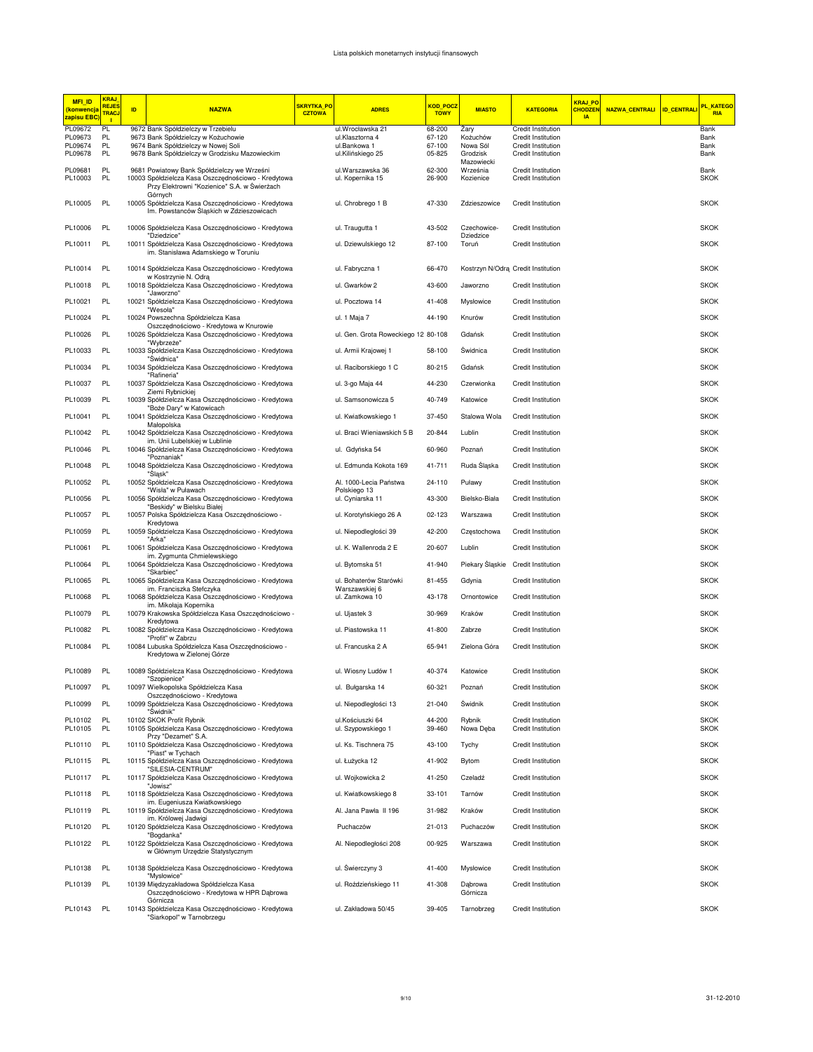Lista polskich monetarnych instytucji finansowych

| MFI_ID (konwencja zapisu EBC) | KRAJ_REJESTRACJI | ID | NAZWA | SKRYTKA_POCZTOWA | ADRES | KOD_POCZTOWY | MIASTO | KATEGORIA | KRAJ_POCHODZENIA | NAZWA_CENTRALI | ID_CENTRALI | PL_KATEGORIA |
|---|---|---|---|---|---|---|---|---|---|---|---|---|
| PL09672 | PL | 9672 | Bank Spółdzielczy w Trzebielu | | ul.Wrocławska 21 | 68-200 | Żary | Credit Institution | | | | Bank |
| PL09673 | PL | 9673 | Bank Spółdzielczy w Kożuchowie | | ul.Klasztorna 4 | 67-120 | Kożuchów | Credit Institution | | | | Bank |
| PL09674 | PL | 9674 | Bank Spółdzielczy w Nowej Soli | | ul.Bankowa 1 | 67-100 | Nowa Sól | Credit Institution | | | | Bank |
| PL09678 | PL | 9678 | Bank Spółdzielczy w Grodzisku Mazowieckim | | ul.Kilińskiego 25 | 05-825 | Grodzisk Mazowiecki | Credit Institution | | | | Bank |
| PL09681 | PL | 9681 | Powiatowy Bank Spółdzielczy we Wrześni | | ul.Warszawska 36 | 62-300 | Września | Credit Institution | | | | Bank |
| PL10003 | PL | 10003 | Spółdzielcza Kasa Oszczędnościowo - Kredytowa Przy Elektrowni "Kozienice" S.A. w Świerżach Górnych | | ul. Kopernika 15 | 26-900 | Kozienice | Credit Institution | | | | SKOK |
| PL10005 | PL | 10005 | Spółdzielcza Kasa Oszczędnościowo - Kredytowa Im. Powstanców Śląskich w Zdzieszowicach | | ul. Chrobrego 1 B | 47-330 | Zdzieszowice | Credit Institution | | | | SKOK |
| PL10006 | PL | 10006 | Spółdzielcza Kasa Oszczędnościowo - Kredytowa "Dziedzice" | | ul. Traugutta 1 | 43-502 | Czechowice-Dziedzice | Credit Institution | | | | SKOK |
| PL10011 | PL | 10011 | Spółdzielcza Kasa Oszczędnościowo - Kredytowa im. Stanisława Adamskiego w Toruniu | | ul. Dziewulskiego 12 | 87-100 | Toruń | Credit Institution | | | | SKOK |
| PL10014 | PL | 10014 | Spółdzielcza Kasa Oszczędnościowo - Kredytowa w Kostrzynie N. Odrą | | ul. Fabryczna 1 | 66-470 | Kostrzyn N/Odrą | Credit Institution | | | | SKOK |
| PL10018 | PL | 10018 | Spółdzielcza Kasa Oszczędnościowo - Kredytowa "Jaworzno" | | ul. Gwarków 2 | 43-600 | Jaworzno | Credit Institution | | | | SKOK |
| PL10021 | PL | 10021 | Spółdzielcza Kasa Oszczędnościowo - Kredytowa "Wesoła" | | ul. Pocztowa 14 | 41-408 | Mysłowice | Credit Institution | | | | SKOK |
| PL10024 | PL | 10024 | Powszechna Spółdzielcza Kasa Oszczędnościowo - Kredytowa w Knurowie | | ul. 1 Maja 7 | 44-190 | Knurów | Credit Institution | | | | SKOK |
| PL10026 | PL | 10026 | Spółdzielcza Kasa Oszczędnościowo - Kredytowa "Wybrzeże" | | ul. Gen. Grota Roweckiego 12 | 80-108 | Gdańsk | Credit Institution | | | | SKOK |
| PL10033 | PL | 10033 | Spółdzielcza Kasa Oszczędnościowo - Kredytowa "Świdnica" | | ul. Armii Krajowej 1 | 58-100 | Świdnica | Credit Institution | | | | SKOK |
| PL10034 | PL | 10034 | Spółdzielcza Kasa Oszczędnościowo - Kredytowa "Rafineria" | | ul. Raciborskiego 1 C | 80-215 | Gdańsk | Credit Institution | | | | SKOK |
| PL10037 | PL | 10037 | Spółdzielcza Kasa Oszczędnościowo - Kredytowa Ziemi Rybnickiej | | ul. 3-go Maja 44 | 44-230 | Czerwionka | Credit Institution | | | | SKOK |
| PL10039 | PL | 10039 | Spółdzielcza Kasa Oszczędnościowo - Kredytowa "Boże Dary" w Katowicach | | ul. Samsonowicza 5 | 40-749 | Katowice | Credit Institution | | | | SKOK |
| PL10041 | PL | 10041 | Spółdzielcza Kasa Oszczędnościowo - Kredytowa Małopolska | | ul. Kwiatkowskiego 1 | 37-450 | Stalowa Wola | Credit Institution | | | | SKOK |
| PL10042 | PL | 10042 | Spółdzielcza Kasa Oszczędnościowo - Kredytowa im. Unii Lubelskiej w Lublinie | | ul. Braci Wieniawskich 5 B | 20-844 | Lublin | Credit Institution | | | | SKOK |
| PL10046 | PL | 10046 | Spółdzielcza Kasa Oszczędnościowo - Kredytowa "Poznaniak" | | ul. Gdyńska 54 | 60-960 | Poznań | Credit Institution | | | | SKOK |
| PL10048 | PL | 10048 | Spółdzielcza Kasa Oszczędnościowo - Kredytowa "Śląsk" | | ul. Edmunda Kokota 169 | 41-711 | Ruda Śląska | Credit Institution | | | | SKOK |
| PL10052 | PL | 10052 | Spółdzielcza Kasa Oszczędnościowo - Kredytowa "Wisła" w Puławach | | Al. 1000-Lecia Państwa Polskiego 13 | 24-110 | Puławy | Credit Institution | | | | SKOK |
| PL10056 | PL | 10056 | Spółdzielcza Kasa Oszczędnościowo - Kredytowa "Beskidy" w Bielsku Białej | | ul. Cyniarska 11 | 43-300 | Bielsko-Biała | Credit Institution | | | | SKOK |
| PL10057 | PL | 10057 | Polska Spółdzielcza Kasa Oszczędnościowo - Kredytowa | | ul. Korotyńskiego 26 A | 02-123 | Warszawa | Credit Institution | | | | SKOK |
| PL10059 | PL | 10059 | Spółdzielcza Kasa Oszczędnościowo - Kredytowa "Arka" | | ul. Niepodległości 39 | 42-200 | Częstochowa | Credit Institution | | | | SKOK |
| PL10061 | PL | 10061 | Spółdzielcza Kasa Oszczędnościowo - Kredytowa im. Zygmunta Chmielewskiego | | ul. K. Wallenroda 2 E | 20-607 | Lublin | Credit Institution | | | | SKOK |
| PL10064 | PL | 10064 | Spółdzielcza Kasa Oszczędnościowo - Kredytowa "Skarbiec" | | ul. Bytomska 51 | 41-940 | Piekary Śląskie | Credit Institution | | | | SKOK |
| PL10065 | PL | 10065 | Spółdzielcza Kasa Oszczędnościowo - Kredytowa im. Franciszka Stefczyka | | ul. Bohaterów Starówki Warszawskiej 6 | 81-455 | Gdynia | Credit Institution | | | | SKOK |
| PL10068 | PL | 10068 | Spółdzielcza Kasa Oszczędnościowo - Kredytowa im. Mikołaja Kopernika | | ul. Zamkowa 10 | 43-178 | Ornontowice | Credit Institution | | | | SKOK |
| PL10079 | PL | 10079 | Krakowska Spółdzielcza Kasa Oszczędnościowo - Kredytowa | | ul. Ujastek 3 | 30-969 | Kraków | Credit Institution | | | | SKOK |
| PL10082 | PL | 10082 | Spółdzielcza Kasa Oszczędnościowo - Kredytowa "Profit" w Zabrzu | | ul. Piastowska 11 | 41-800 | Zabrze | Credit Institution | | | | SKOK |
| PL10084 | PL | 10084 | Lubuska Spółdzielcza Kasa Oszczędnościowo - Kredytowa w Zielonej Górze | | ul. Francuska 2 A | 65-941 | Zielona Góra | Credit Institution | | | | SKOK |
| PL10089 | PL | 10089 | Spółdzielcza Kasa Oszczędnościowo - Kredytowa "Szopienice" | | ul. Wiosny Ludów 1 | 40-374 | Katowice | Credit Institution | | | | SKOK |
| PL10097 | PL | 10097 | Wielkopolska Spółdzielcza Kasa Oszczędnościowo - Kredytowa | | ul. Bułgarska 14 | 60-321 | Poznań | Credit Institution | | | | SKOK |
| PL10099 | PL | 10099 | Spółdzielcza Kasa Oszczędnościowo - Kredytowa "Świdnik" | | ul. Niepodległości 13 | 21-040 | Świdnik | Credit Institution | | | | SKOK |
| PL10102 | PL | 10102 | SKOK Profit Rybnik | | ul.Kościuszki 64 | 44-200 | Rybnik | Credit Institution | | | | SKOK |
| PL10105 | PL | 10105 | Spółdzielcza Kasa Oszczędnościowo - Kredytowa Przy "Dezamet" S.A. | | ul. Szypowskiego 1 | 39-460 | Nowa Dęba | Credit Institution | | | | SKOK |
| PL10110 | PL | 10110 | Spółdzielcza Kasa Oszczędnościowo - Kredytowa "Piast" w Tychach | | ul. Ks. Tischnera 75 | 43-100 | Tychy | Credit Institution | | | | SKOK |
| PL10115 | PL | 10115 | Spółdzielcza Kasa Oszczędnościowo - Kredytowa "SILESIA-CENTRUM" | | ul. Łużycka 12 | 41-902 | Bytom | Credit Institution | | | | SKOK |
| PL10117 | PL | 10117 | Spółdzielcza Kasa Oszczędnościowo - Kredytowa "Jowisz" | | ul. Wojkowicka 2 | 41-250 | Czeladź | Credit Institution | | | | SKOK |
| PL10118 | PL | 10118 | Spółdzielcza Kasa Oszczędnościowo - Kredytowa im. Eugeniusza Kwiatkowskiego | | ul. Kwiatkowskiego 8 | 33-101 | Tarnów | Credit Institution | | | | SKOK |
| PL10119 | PL | 10119 | Spółdzielcza Kasa Oszczędnościowo - Kredytowa im. Królowej Jadwigi | | Al. Jana Pawła II 196 | 31-982 | Kraków | Credit Institution | | | | SKOK |
| PL10120 | PL | 10120 | Spółdzielcza Kasa Oszczędnościowo - Kredytowa "Bogdanka" | | Puchaczów | 21-013 | Puchaczów | Credit Institution | | | | SKOK |
| PL10122 | PL | 10122 | Spółdzielcza Kasa Oszczędnościowo - Kredytowa w Głównym Urzędzie Statystycznym | | Al. Niepodległości 208 | 00-925 | Warszawa | Credit Institution | | | | SKOK |
| PL10138 | PL | 10138 | Spółdzielcza Kasa Oszczędnościowo - Kredytowa "Mysłowice" | | ul. Świerczyny 3 | 41-400 | Mysłowice | Credit Institution | | | | SKOK |
| PL10139 | PL | 10139 | Międzyzakładowa Spółdzielcza Kasa Oszczędnościowo - Kredytowa w HPR Dąbrowa Górnicza | | ul. Roździeńskiego 11 | 41-308 | Dąbrowa Górnicza | Credit Institution | | | | SKOK |
| PL10143 | PL | 10143 | Spółdzielcza Kasa Oszczędnościowo - Kredytowa "Siarkopol" w Tarnobrzegu | | ul. Zakładowa 50/45 | 39-405 | Tarnobrzeg | Credit Institution | | | | SKOK |

31-12-2010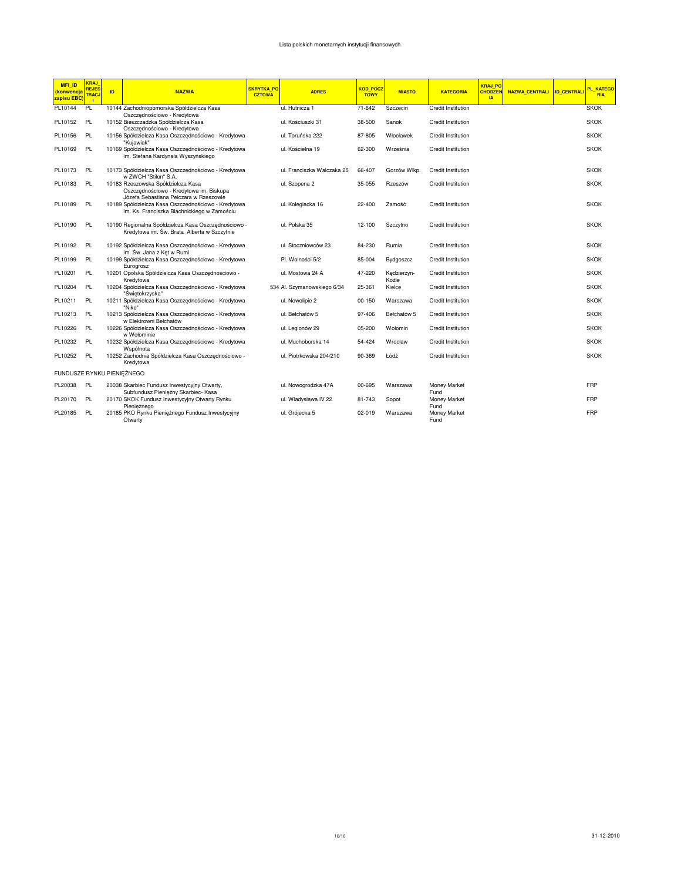Lista polskich monetarnych instytucji finansowych

| MFI_ID (konwencja zapisu EBC) | KRAJ_REJESTRACJI | ID | NAZWA | SKRYTKA_POCZTOWA | ADRES | KOD_POCZTOWY | MIASTO | KATEGORIA | KRAJ_POCHODZENIA | NAZWA_CENTRALI | ID_CENTRALI | PL_KATEGORIA |
|---|---|---|---|---|---|---|---|---|---|---|---|---|
| PL10144 | PL | 10144 | Zachodniopomorska Spółdzielcza Kasa Oszczędnościowo - Kredytowa | | ul. Hutnicza 1 | 71-642 | Szczecin | Credit Institution | | | | SKOK |
| PL10152 | PL | 10152 | Bieszczadzka Spółdzielcza Kasa Oszczędnościowo - Kredytowa | | ul. Kościuszki 31 | 38-500 | Sanok | Credit Institution | | | | SKOK |
| PL10156 | PL | 10156 | Spółdzielcza Kasa Oszczędnościowo - Kredytowa "Kujawiak" | | ul. Toruńska 222 | 87-805 | Włocławek | Credit Institution | | | | SKOK |
| PL10169 | PL | 10169 | Spółdzielcza Kasa Oszczędnościowo - Kredytowa im. Stefana Kardynała Wyszyńskiego | | ul. Kościelna 19 | 62-300 | Września | Credit Institution | | | | SKOK |
| PL10173 | PL | 10173 | Spółdzielcza Kasa Oszczędnościowo - Kredytowa w ZWCH "Stilon" S.A. | | ul. Franciszka Walczaka 25 | 66-407 | Gorzów Wlkp. | Credit Institution | | | | SKOK |
| PL10183 | PL | 10183 | Rzeszowska Spółdzielcza Kasa Oszczędnościowo - Kredytowa im. Biskupa Józefa Sebastiana Pelczara w Rzeszowie | | ul. Szopena 2 | 35-055 | Rzeszów | Credit Institution | | | | SKOK |
| PL10189 | PL | 10189 | Spółdzielcza Kasa Oszczędnościowo - Kredytowa im. Ks. Franciszka Blachnickiego w Zamościu | | ul. Kolegiacka 16 | 22-400 | Zamość | Credit Institution | | | | SKOK |
| PL10190 | PL | 10190 | Regionalna Spółdzielcza Kasa Oszczędnościowo - Kredytowa im. Św. Brata Alberta w Szczytnie | | ul. Polska 35 | 12-100 | Szczytno | Credit Institution | | | | SKOK |
| PL10192 | PL | 10192 | Spółdzielcza Kasa Oszczędnościowo - Kredytowa im. Św. Jana z Kęt w Rumi | | ul. Stoczniowców 23 | 84-230 | Rumia | Credit Institution | | | | SKOK |
| PL10199 | PL | 10199 | Spółdzielcza Kasa Oszczędnościowo - Kredytowa Eurogrosz | | Pl. Wolności 5/2 | 85-004 | Bydgoszcz | Credit Institution | | | | SKOK |
| PL10201 | PL | 10201 | Opolska Spółdzielcza Kasa Oszczędnościowo - Kredytowa | | ul. Mostowa 24 A | 47-220 | Kędzierzyn-Koźle | Credit Institution | | | | SKOK |
| PL10204 | PL | 10204 | Spółdzielcza Kasa Oszczędnościowo - Kredytowa "Świętokrzyska" | 534 | Al. Szymanowskiego 6/34 | 25-361 | Kielce | Credit Institution | | | | SKOK |
| PL10211 | PL | 10211 | Spółdzielcza Kasa Oszczędnościowo - Kredytowa "Nike" | | ul. Nowolipie 2 | 00-150 | Warszawa | Credit Institution | | | | SKOK |
| PL10213 | PL | 10213 | Spółdzielcza Kasa Oszczędnościowo - Kredytowa w Elektrowni Bełchatów | | ul. Bełchatów 5 | 97-406 | Bełchatów 5 | Credit Institution | | | | SKOK |
| PL10226 | PL | 10226 | Spółdzielcza Kasa Oszczędnościowo - Kredytowa w Wołominie | | ul. Legionów 29 | 05-200 | Wołomin | Credit Institution | | | | SKOK |
| PL10232 | PL | 10232 | Spółdzielcza Kasa Oszczędnościowo - Kredytowa Wspólnota | | ul. Muchoborska 14 | 54-424 | Wrocław | Credit Institution | | | | SKOK |
| PL10252 | PL | 10252 | Zachodnia Spółdzielcza Kasa Oszczędnościowo - Kredytowa | | ul. Piotrkowska 204/210 | 90-369 | Łódź | Credit Institution | | | | SKOK |
| FUNDUSZE RYNKU PIENIĘŻNEGO | | | | | | | | | | | | |
| PL20038 | PL | 20038 | Skarbiec Fundusz Inwestycyjny Otwarty, Subfundusz Pieniężny Skarbiec- Kasa | | ul. Nowogrodzka 47A | 00-695 | Warszawa | Money Market Fund | | | | FRP |
| PL20170 | PL | 20170 | SKOK Fundusz Inwestycyjny Otwarty Rynku Pieniężnego | | ul. Władysława IV 22 | 81-743 | Sopot | Money Market Fund | | | | FRP |
| PL20185 | PL | 20185 | PKO Rynku Pieniężnego Fundusz Inwestycyjny Otwarty | | ul. Grójecka 5 | 02-019 | Warszawa | Money Market Fund | | | | FRP |

31-12-2010